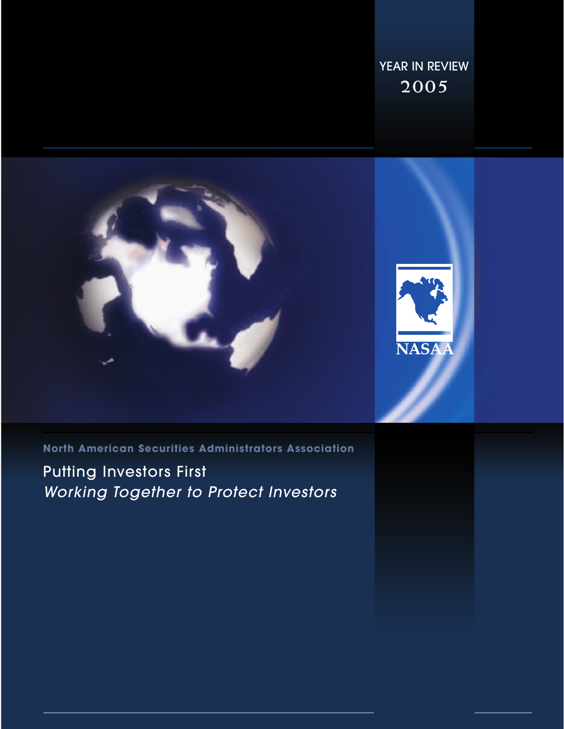YEAR IN REVIEW

2005

NASAA

**North American Securities Administrators Association**

# Putting Investors First

*Working Together to Protect Investors*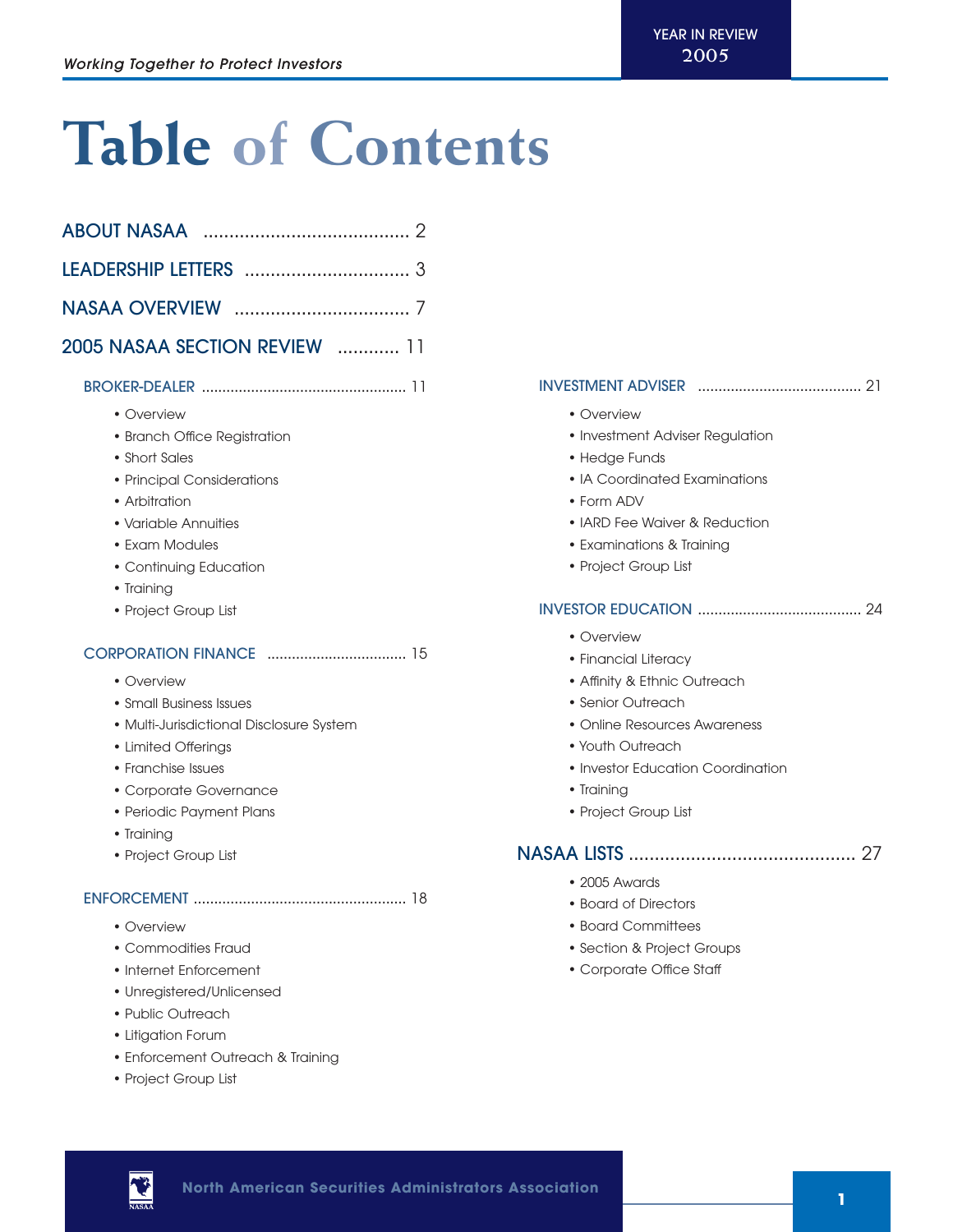# Table of Contents

**ABOUT NASAA** ........................................ 2

**LEADERSHIP LETTERS** ................................ 3

**NASAA OVERVIEW** .................................. 7

**2005 NASAA SECTION REVIEW** ............ 11

BROKER-DEALER ................................................. 11

- Overview
- Branch Office Registration
- Short Sales
- Principal Considerations
- Arbitration
- Variable Annuities
- Exam Modules
- Continuing Education
- Training
- Project Group List

CORPORATION FINANCE ................................. 15

- Overview
- Small Business Issues
- Multi-Jurisdictional Disclosure System
- Limited Offerings
- Franchise Issues
- Corporate Governance
- Periodic Payment Plans
- Training
- Project Group List

ENFORCEMENT ................................................... 18

- Overview
- Commodities Fraud
- Internet Enforcement
- Unregistered/Unlicensed
- Public Outreach
- Litigation Forum
- Enforcement Outreach & Training
- Project Group List

INVESTMENT ADVISER ....................................... 21

- Overview
- Investment Adviser Regulation
- Hedge Funds
- IA Coordinated Examinations
- Form ADV
- IARD Fee Waiver & Reduction
- Examinations & Training
- Project Group List

INVESTOR EDUCATION ....................................... 24

- Overview
- Financial Literacy
- Affinity & Ethnic Outreach
- Senior Outreach
- Online Resources Awareness
- Youth Outreach
- Investor Education Coordination
- Training
- Project Group List

**NASAA LISTS** ............................................ 27

- 2005 Awards
- Board of Directors
- Board Committees
- Section & Project Groups
- Corporate Office Staff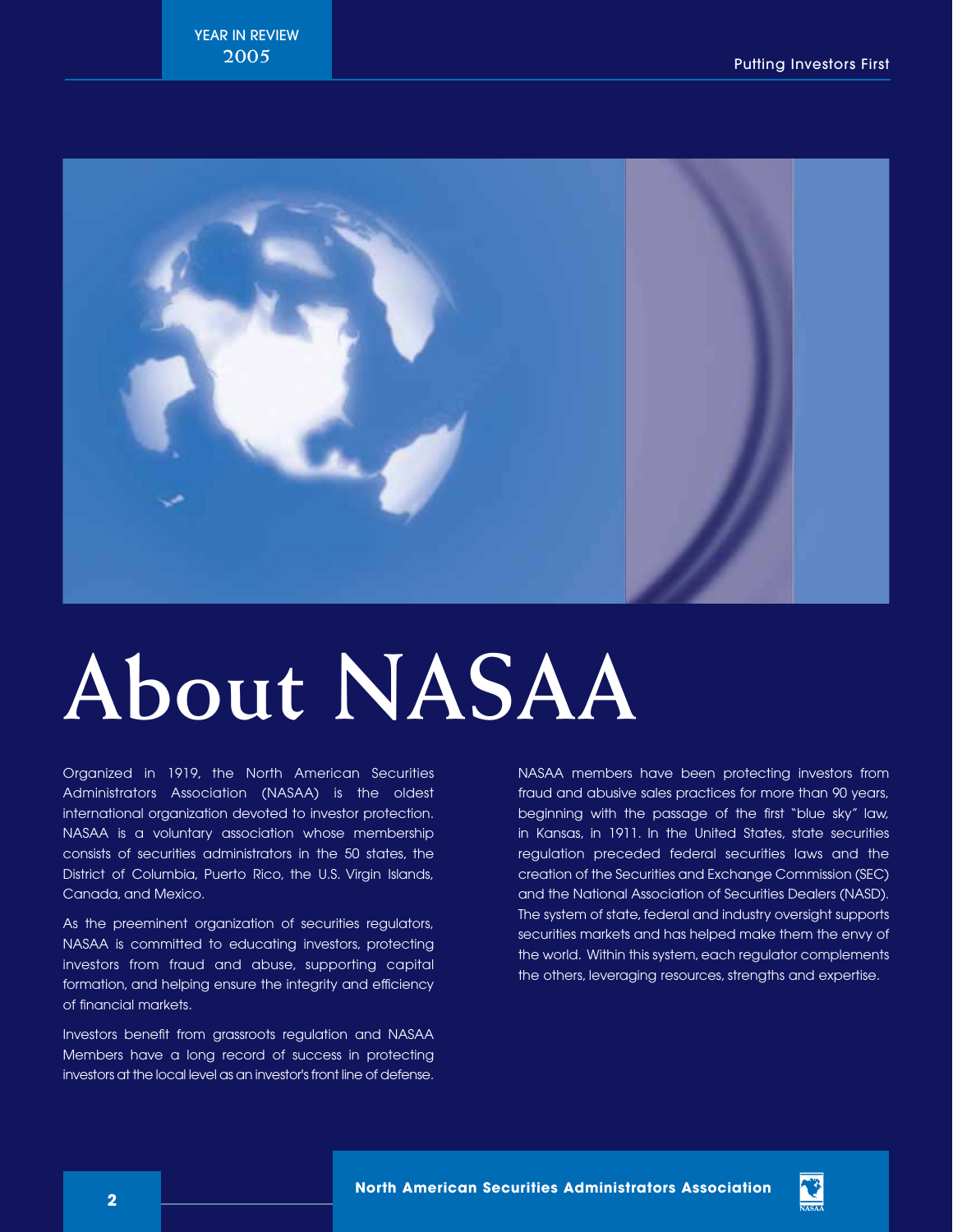# About NASAA

Organized in 1919, the North American Securities Administrators Association (NASAA) is the oldest international organization devoted to investor protection. NASAA is a voluntary association whose membership consists of securities administrators in the 50 states, the District of Columbia, Puerto Rico, the U.S. Virgin Islands, Canada, and Mexico.

As the preeminent organization of securities regulators, NASAA is committed to educating investors, protecting investors from fraud and abuse, supporting capital formation, and helping ensure the integrity and efficiency of financial markets.

Investors benefit from grassroots regulation and NASAA Members have a long record of success in protecting investors at the local level as an investor's front line of defense.

NASAA members have been protecting investors from fraud and abusive sales practices for more than 90 years, beginning with the passage of the first "blue sky" law, in Kansas, in 1911. In the United States, state securities regulation preceded federal securities laws and the creation of the Securities and Exchange Commission (SEC) and the National Association of Securities Dealers (NASD). The system of state, federal and industry oversight supports securities markets and has helped make them the envy of the world. Within this system, each regulator complements the others, leveraging resources, strengths and expertise.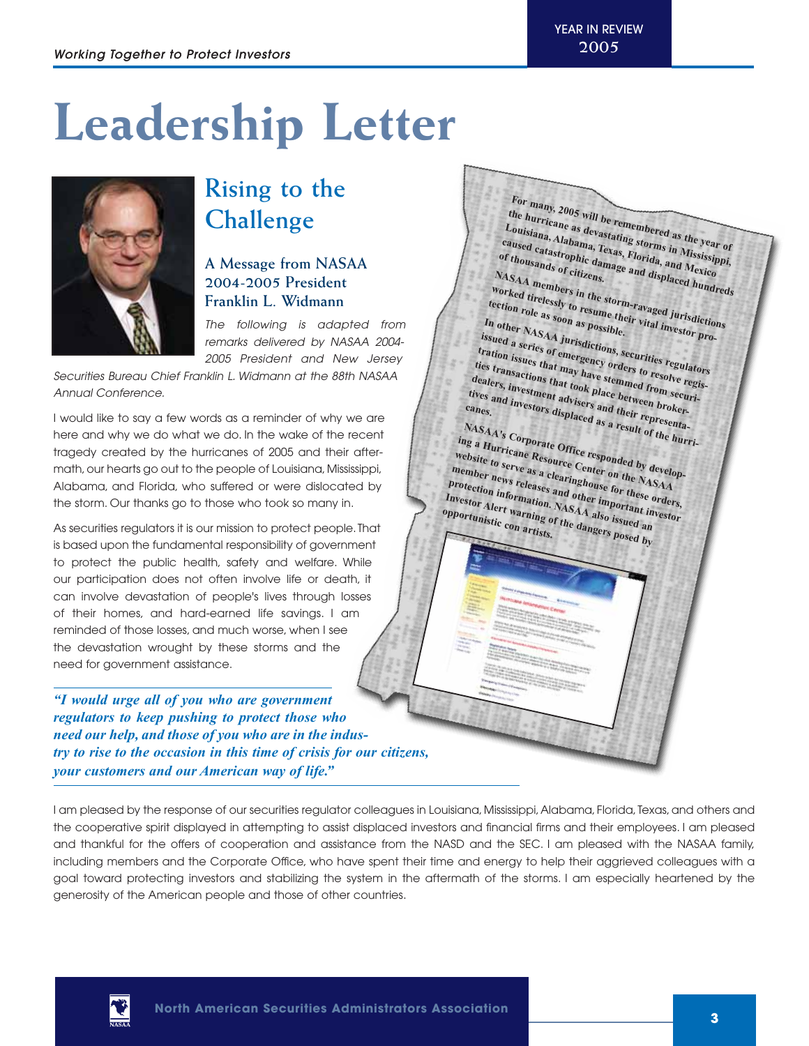# Leadership Letter

## Rising to the Challenge

### A Message from NASAA 2004-2005 President Franklin L. Widmann

*The following is adapted from remarks delivered by NASAA 2004-2005 President and New Jersey Securities Bureau Chief Franklin L. Widmann at the 88th NASAA Annual Conference.*

I would like to say a few words as a reminder of why we are here and why we do what we do. In the wake of the recent tragedy created by the hurricanes of 2005 and their aftermath, our hearts go out to the people of Louisiana, Mississippi, Alabama, and Florida, who suffered or were dislocated by the storm. Our thanks go to those who took so many in.

As securities regulators it is our mission to protect people. That is based upon the fundamental responsibility of government to protect the public health, safety and welfare. While our participation does not often involve life or death, it can involve devastation of people's lives through losses of their homes, and hard-earned life savings. I am reminded of those losses, and much worse, when I see the devastation wrought by these storms and the need for government assistance.

***"I would urge all of you who are government regulators to keep pushing to protect those who need our help, and those of you who are in the industry to rise to the occasion in this time of crisis for our citizens, your customers and our American way of life."***

**For many, 2005 will be remembered as the year of the hurricane as devastating storms in Mississippi, Louisiana, Alabama, Texas, Florida, and Mexico caused catastrophic damage and displaced hundreds of thousands of citizens.**

**NASAA members in the storm-ravaged jurisdictions worked tirelessly to resume their vital investor protection role as soon as possible.**

**In other NASAA jurisdictions, securities regulators issued a series of emergency orders to resolve registration issues that may have stemmed from securities transactions that took place between broker-dealers, investment advisers and their representatives and investors displaced as a result of the hurricanes.**

**NASAA's Corporate Office responded by developing a Hurricane Resource Center on the NASAA website to serve as a clearinghouse for these orders, member news releases and other important investor protection information. NASAA also issued an Investor Alert warning of the dangers posed by opportunistic con artists.**

I am pleased by the response of our securities regulator colleagues in Louisiana, Mississippi, Alabama, Florida, Texas, and others and the cooperative spirit displayed in attempting to assist displaced investors and financial firms and their employees. I am pleased and thankful for the offers of cooperation and assistance from the NASD and the SEC. I am pleased with the NASAA family, including members and the Corporate Office, who have spent their time and energy to help their aggrieved colleagues with a goal toward protecting investors and stabilizing the system in the aftermath of the storms. I am especially heartened by the generosity of the American people and those of other countries.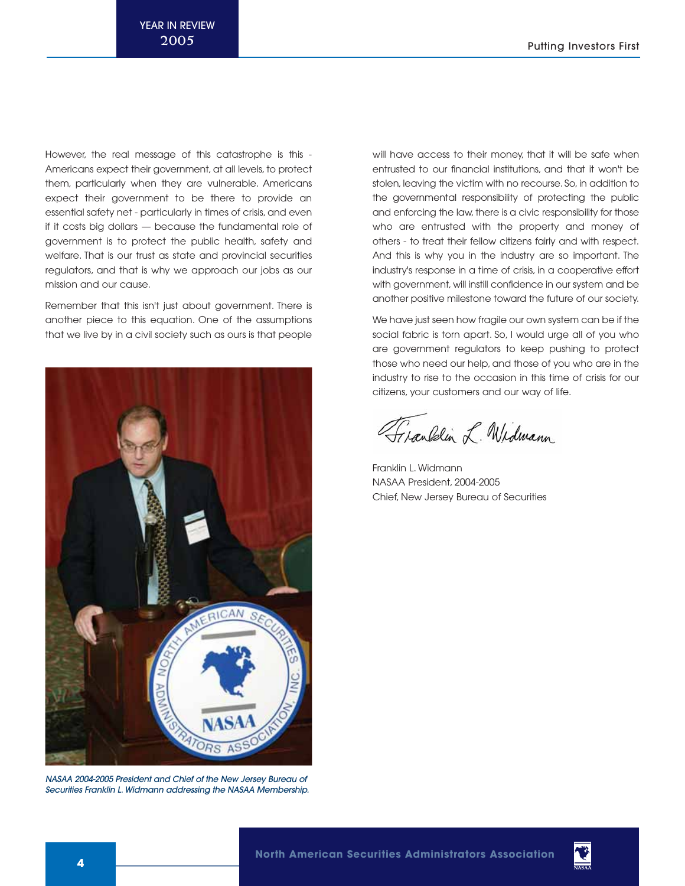However, the real message of this catastrophe is this - Americans expect their government, at all levels, to protect them, particularly when they are vulnerable. Americans expect their government to be there to provide an essential safety net - particularly in times of crisis, and even if it costs big dollars — because the fundamental role of government is to protect the public health, safety and welfare. That is our trust as state and provincial securities regulators, and that is why we approach our jobs as our mission and our cause.

Remember that this isn't just about government. There is another piece to this equation. One of the assumptions that we live by in a civil society such as ours is that people will have access to their money, that it will be safe when entrusted to our financial institutions, and that it won't be stolen, leaving the victim with no recourse. So, in addition to the governmental responsibility of protecting the public and enforcing the law, there is a civic responsibility for those who are entrusted with the property and money of others - to treat their fellow citizens fairly and with respect. And this is why you in the industry are so important. The industry's response in a time of crisis, in a cooperative effort with government, will instill confidence in our system and be another positive milestone toward the future of our society.

We have just seen how fragile our own system can be if the social fabric is torn apart. So, I would urge all of you who are government regulators to keep pushing to protect those who need our help, and those of you who are in the industry to rise to the occasion in this time of crisis for our citizens, your customers and our way of life.

*NASAA 2004-2005 President and Chief of the New Jersey Bureau of Securities Franklin L. Widmann addressing the NASAA Membership.*

Franklin L. Widmann
NASAA President, 2004-2005
Chief, New Jersey Bureau of Securities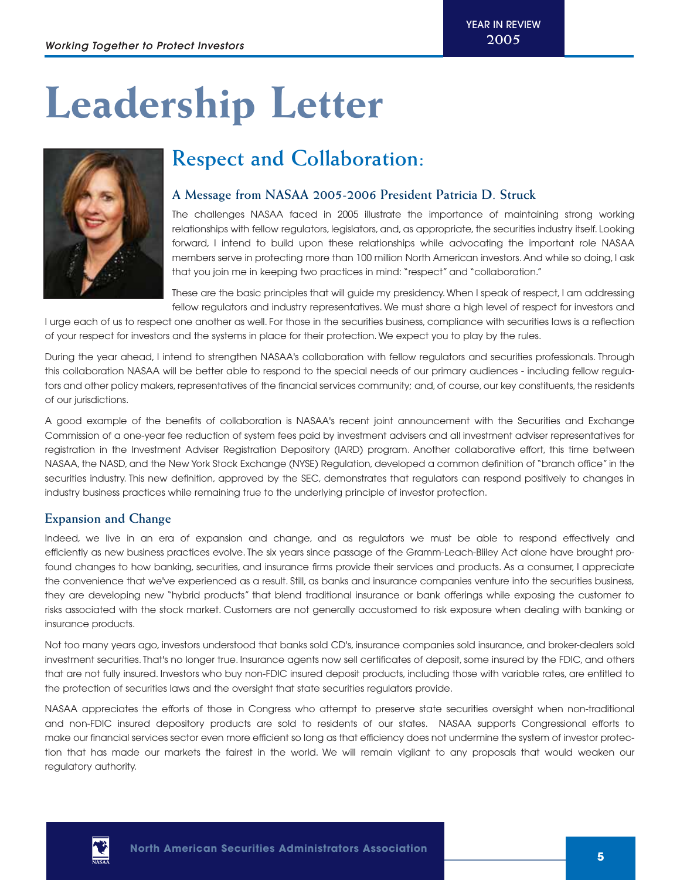# Leadership Letter

## Respect and Collaboration:

### A Message from NASAA 2005-2006 President Patricia D. Struck

The challenges NASAA faced in 2005 illustrate the importance of maintaining strong working relationships with fellow regulators, legislators, and, as appropriate, the securities industry itself. Looking forward, I intend to build upon these relationships while advocating the important role NASAA members serve in protecting more than 100 million North American investors. And while so doing, I ask that you join me in keeping two practices in mind: "respect" and "collaboration."

These are the basic principles that will guide my presidency. When I speak of respect, I am addressing fellow regulators and industry representatives. We must share a high level of respect for investors and I urge each of us to respect one another as well. For those in the securities business, compliance with securities laws is a reflection of your respect for investors and the systems in place for their protection. We expect you to play by the rules.

During the year ahead, I intend to strengthen NASAA's collaboration with fellow regulators and securities professionals. Through this collaboration NASAA will be better able to respond to the special needs of our primary audiences - including fellow regulators and other policy makers, representatives of the financial services community; and, of course, our key constituents, the residents of our jurisdictions.

A good example of the benefits of collaboration is NASAA's recent joint announcement with the Securities and Exchange Commission of a one-year fee reduction of system fees paid by investment advisers and all investment adviser representatives for registration in the Investment Adviser Registration Depository (IARD) program. Another collaborative effort, this time between NASAA, the NASD, and the New York Stock Exchange (NYSE) Regulation, developed a common definition of "branch office" in the securities industry. This new definition, approved by the SEC, demonstrates that regulators can respond positively to changes in industry business practices while remaining true to the underlying principle of investor protection.

### Expansion and Change

Indeed, we live in an era of expansion and change, and as regulators we must be able to respond effectively and efficiently as new business practices evolve. The six years since passage of the Gramm-Leach-Bliley Act alone have brought profound changes to how banking, securities, and insurance firms provide their services and products. As a consumer, I appreciate the convenience that we've experienced as a result. Still, as banks and insurance companies venture into the securities business, they are developing new "hybrid products" that blend traditional insurance or bank offerings while exposing the customer to risks associated with the stock market. Customers are not generally accustomed to risk exposure when dealing with banking or insurance products.

Not too many years ago, investors understood that banks sold CD's, insurance companies sold insurance, and broker-dealers sold investment securities. That's no longer true. Insurance agents now sell certificates of deposit, some insured by the FDIC, and others that are not fully insured. Investors who buy non-FDIC insured deposit products, including those with variable rates, are entitled to the protection of securities laws and the oversight that state securities regulators provide.

NASAA appreciates the efforts of those in Congress who attempt to preserve state securities oversight when non-traditional and non-FDIC insured depository products are sold to residents of our states. NASAA supports Congressional efforts to make our financial services sector even more efficient so long as that efficiency does not undermine the system of investor protection that has made our markets the fairest in the world. We will remain vigilant to any proposals that would weaken our regulatory authority.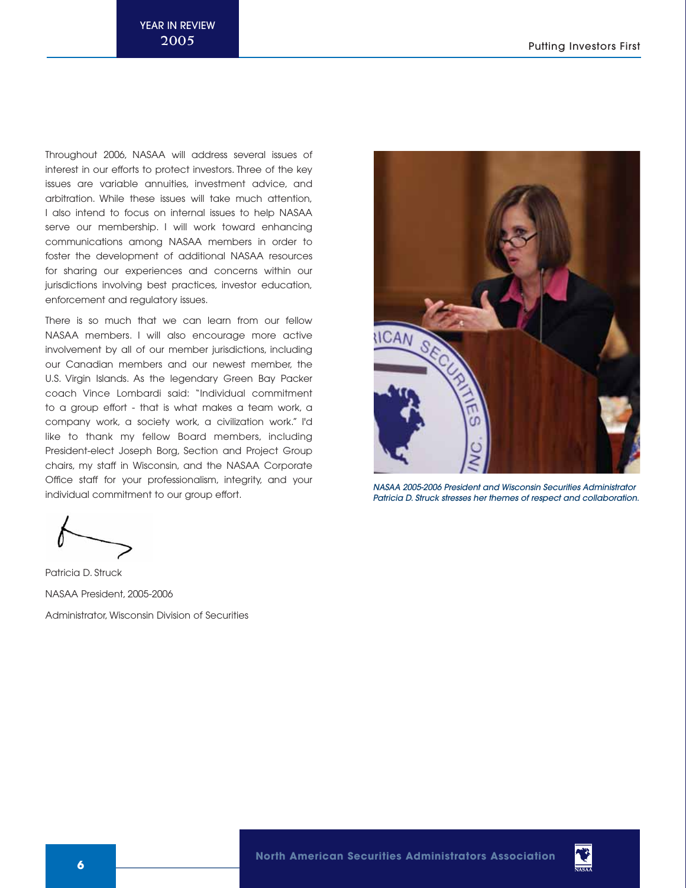Throughout 2006, NASAA will address several issues of interest in our efforts to protect investors. Three of the key issues are variable annuities, investment advice, and arbitration. While these issues will take much attention, I also intend to focus on internal issues to help NASAA serve our membership. I will work toward enhancing communications among NASAA members in order to foster the development of additional NASAA resources for sharing our experiences and concerns within our jurisdictions involving best practices, investor education, enforcement and regulatory issues.

There is so much that we can learn from our fellow NASAA members. I will also encourage more active involvement by all of our member jurisdictions, including our Canadian members and our newest member, the U.S. Virgin Islands. As the legendary Green Bay Packer coach Vince Lombardi said: "Individual commitment to a group effort - that is what makes a team work, a company work, a society work, a civilization work." I'd like to thank my fellow Board members, including President-elect Joseph Borg, Section and Project Group chairs, my staff in Wisconsin, and the NASAA Corporate Office staff for your professionalism, integrity, and your individual commitment to our group effort.

Patricia D. Struck

NASAA President, 2005-2006

Administrator, Wisconsin Division of Securities

*NASAA 2005-2006 President and Wisconsin Securities Administrator Patricia D. Struck stresses her themes of respect and collaboration.*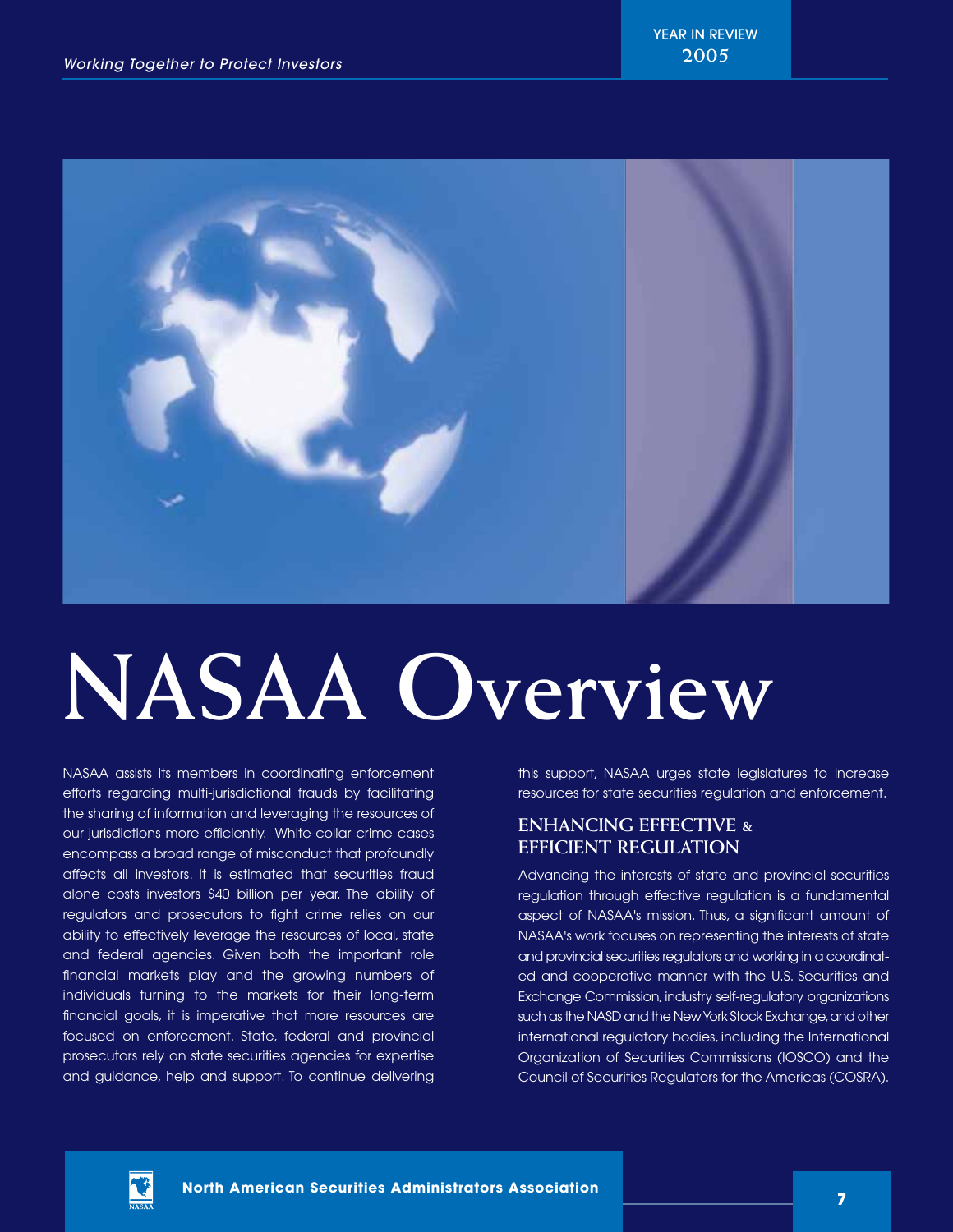# NASAA Overview

NASAA assists its members in coordinating enforcement efforts regarding multi-jurisdictional frauds by facilitating the sharing of information and leveraging the resources of our jurisdictions more efficiently. White-collar crime cases encompass a broad range of misconduct that profoundly affects all investors. It is estimated that securities fraud alone costs investors $40 billion per year. The ability of regulators and prosecutors to fight crime relies on our ability to effectively leverage the resources of local, state and federal agencies. Given both the important role financial markets play and the growing numbers of individuals turning to the markets for their long-term financial goals, it is imperative that more resources are focused on enforcement. State, federal and provincial prosecutors rely on state securities agencies for expertise and guidance, help and support. To continue delivering this support, NASAA urges state legislatures to increase resources for state securities regulation and enforcement.

## ENHANCING EFFECTIVE & EFFICIENT REGULATION

Advancing the interests of state and provincial securities regulation through effective regulation is a fundamental aspect of NASAA's mission. Thus, a significant amount of NASAA's work focuses on representing the interests of state and provincial securities regulators and working in a coordinated and cooperative manner with the U.S. Securities and Exchange Commission, industry self-regulatory organizations such as the NASD and the New York Stock Exchange, and other international regulatory bodies, including the International Organization of Securities Commissions (IOSCO) and the Council of Securities Regulators for the Americas (COSRA).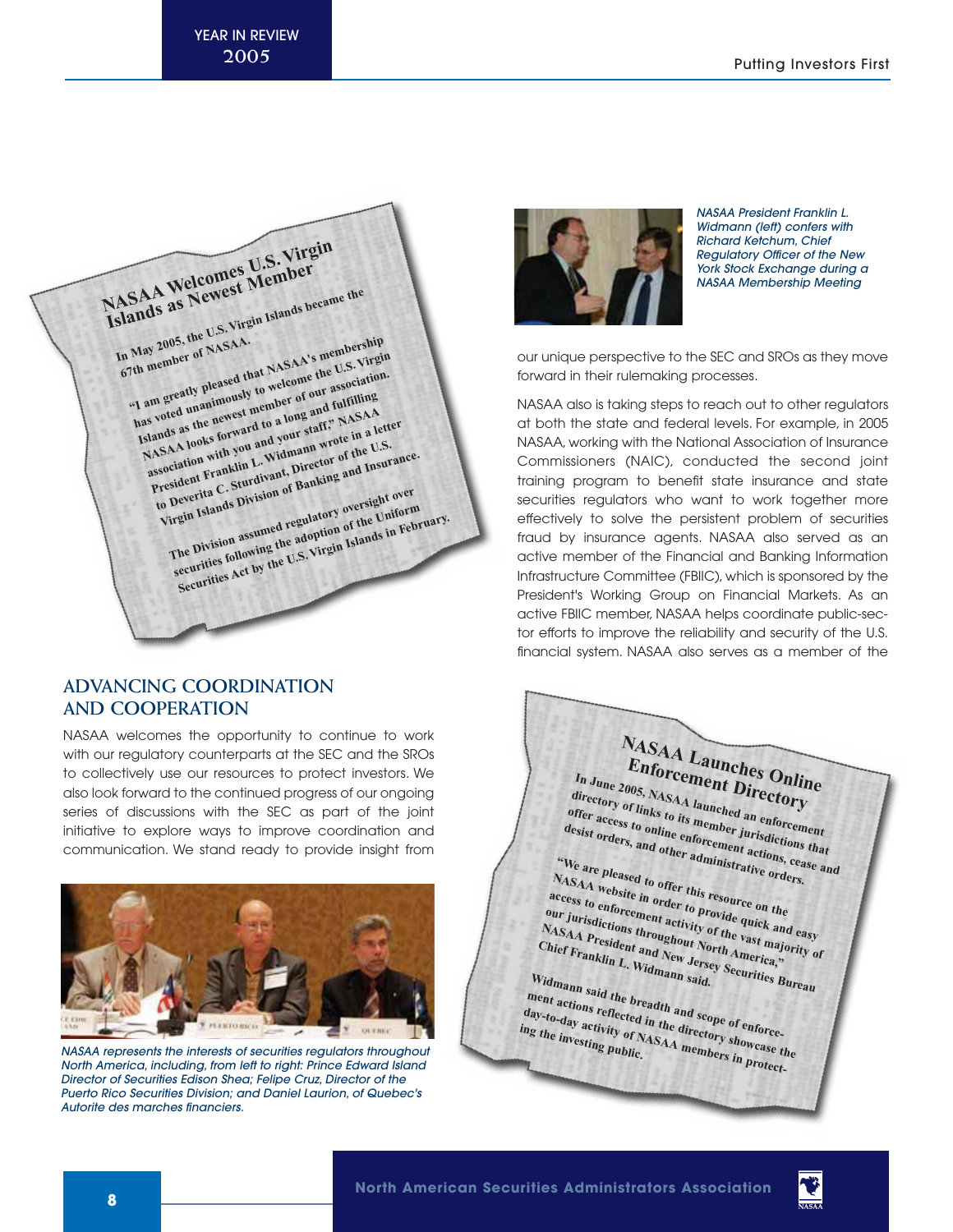## NASAA Welcomes U.S. Virgin Islands as Newest Member

In May 2005, the U.S. Virgin Islands became the 67th member of NASAA.

"I am greatly pleased that NASAA's membership has voted unanimously to welcome the U.S. Virgin Islands as the newest member of our association. NASAA looks forward to a long and fulfilling association with you and your staff," NASAA President Franklin L. Widmann wrote in a letter to Deverita C. Sturdivant, Director of the U.S. Virgin Islands Division of Banking and Insurance.

The Division assumed regulatory oversight over securities following the adoption of the Uniform Securities Act by the U.S. Virgin Islands in February.

## ADVANCING COORDINATION AND COOPERATION

NASAA welcomes the opportunity to continue to work with our regulatory counterparts at the SEC and the SROs to collectively use our resources to protect investors. We also look forward to the continued progress of our ongoing series of discussions with the SEC as part of the joint initiative to explore ways to improve coordination and communication. We stand ready to provide insight from our unique perspective to the SEC and SROs as they move forward in their rulemaking processes.

*NASAA represents the interests of securities regulators throughout North America, including, from left to right: Prince Edward Island Director of Securities Edison Shea; Felipe Cruz, Director of the Puerto Rico Securities Division; and Daniel Laurion, of Quebec's Autorite des marches financiers.*

*NASAA President Franklin L. Widmann (left) confers with Richard Ketchum, Chief Regulatory Officer of the New York Stock Exchange during a NASAA Membership Meeting*

NASAA also is taking steps to reach out to other regulators at both the state and federal levels. For example, in 2005 NASAA, working with the National Association of Insurance Commissioners (NAIC), conducted the second joint training program to benefit state insurance and state securities regulators who want to work together more effectively to solve the persistent problem of securities fraud by insurance agents. NASAA also served as an active member of the Financial and Banking Information Infrastructure Committee (FBIIC), which is sponsored by the President's Working Group on Financial Markets. As an active FBIIC member, NASAA helps coordinate public-sector efforts to improve the reliability and security of the U.S. financial system. NASAA also serves as a member of the

## NASAA Launches Online Enforcement Directory

In June 2005, NASAA launched an enforcement directory of links to its member jurisdictions that offer access to online enforcement actions, cease and desist orders, and other administrative orders.

"We are pleased to offer this resource on the NASAA website in order to provide quick and easy access to enforcement activity of the vast majority of our jurisdictions throughout North America," NASAA President and New Jersey Securities Bureau Chief Franklin L. Widmann said.

Widmann said the breadth and scope of enforcement actions reflected in the directory showcase the day-to-day activity of NASAA members in protecting the investing public.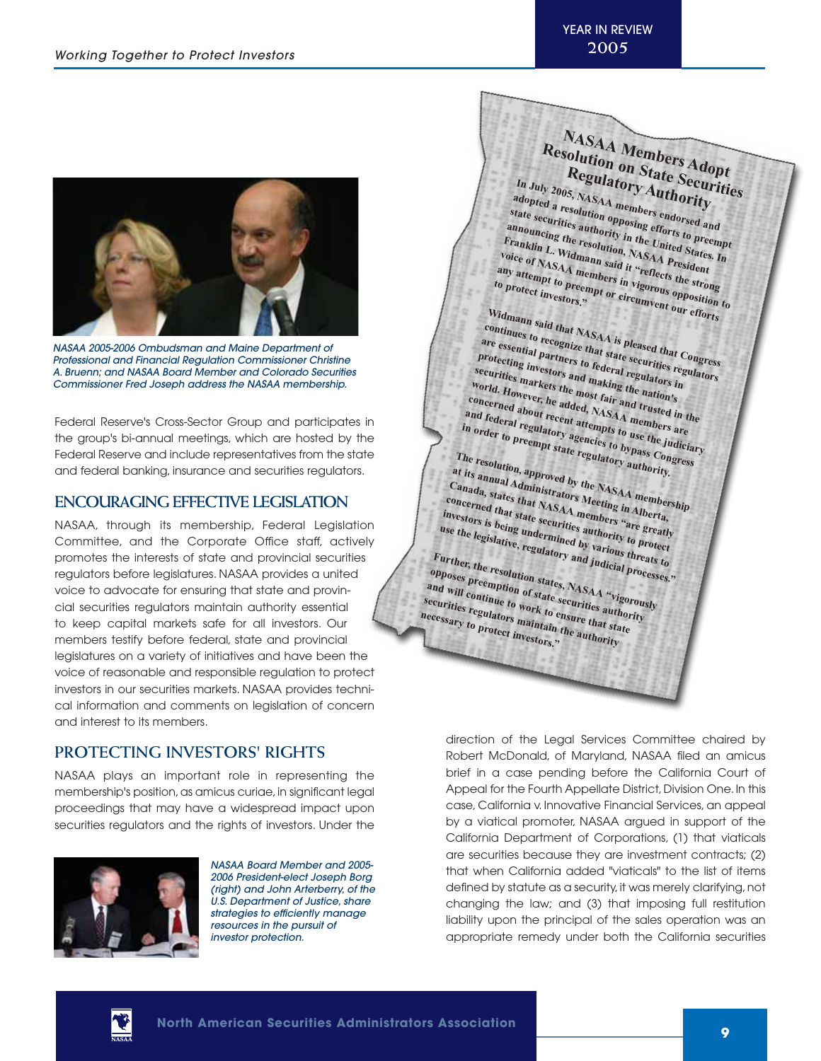NASAA 2005-2006 Ombudsman and Maine Department of Professional and Financial Regulation Commissioner Christine A. Bruenn; and NASAA Board Member and Colorado Securities Commissioner Fred Joseph address the NASAA membership.

Federal Reserve's Cross-Sector Group and participates in the group's bi-annual meetings, which are hosted by the Federal Reserve and include representatives from the state and federal banking, insurance and securities regulators.

## ENCOURAGING EFFECTIVE LEGISLATION

NASAA, through its membership, Federal Legislation Committee, and the Corporate Office staff, actively promotes the interests of state and provincial securities regulators before legislatures. NASAA provides a united voice to advocate for ensuring that state and provincial securities regulators maintain authority essential to keep capital markets safe for all investors. Our members testify before federal, state and provincial legislatures on a variety of initiatives and have been the voice of reasonable and responsible regulation to protect investors in our securities markets. NASAA provides technical information and comments on legislation of concern and interest to its members.

## PROTECTING INVESTORS' RIGHTS

NASAA plays an important role in representing the membership's position, as amicus curiae, in significant legal proceedings that may have a widespread impact upon securities regulators and the rights of investors. Under the direction of the Legal Services Committee chaired by Robert McDonald, of Maryland, NASAA filed an amicus brief in a case pending before the California Court of Appeal for the Fourth Appellate District, Division One. In this case, California v. Innovative Financial Services, an appeal by a viatical promoter, NASAA argued in support of the California Department of Corporations, (1) that viaticals are securities because they are investment contracts; (2) that when California added "viaticals" to the list of items defined by statute as a security, it was merely clarifying, not changing the law; and (3) that imposing full restitution liability upon the principal of the sales operation was an appropriate remedy under both the California securities

NASAA Board Member and 2005-2006 President-elect Joseph Borg (right) and John Arterberry, of the U.S. Department of Justice, share strategies to efficiently manage resources in the pursuit of investor protection.

### NASAA Members Adopt Resolution on State Securities Regulatory Authority

In July 2005, NASAA members endorsed and adopted a resolution opposing efforts to preempt state securities authority in the United States. In announcing the resolution, NASAA President Franklin L. Widmann said it "reflects the strong voice of NASAA members in vigorous opposition to any attempt to preempt or circumvent our efforts to protect investors."

Widmann said that NASAA is pleased that Congress continues to recognize that state securities regulators are essential partners to federal regulators in protecting investors and making the nation's securities markets the most fair and trusted in the world. However, he added, NASAA members are concerned about recent attempts to use the judiciary and federal regulatory agencies to bypass Congress in order to preempt state regulatory authority.

The resolution, approved by the NASAA membership at its annual Administrators Meeting in Alberta, Canada, states that NASAA members "are greatly concerned that state securities authority to protect investors is being undermined by various threats to use the legislative, regulatory and judicial processes."

Further, the resolution states, NASAA "vigorously opposes preemption of state securities authority and will continue to work to ensure that state securities regulators maintain the authority necessary to protect investors."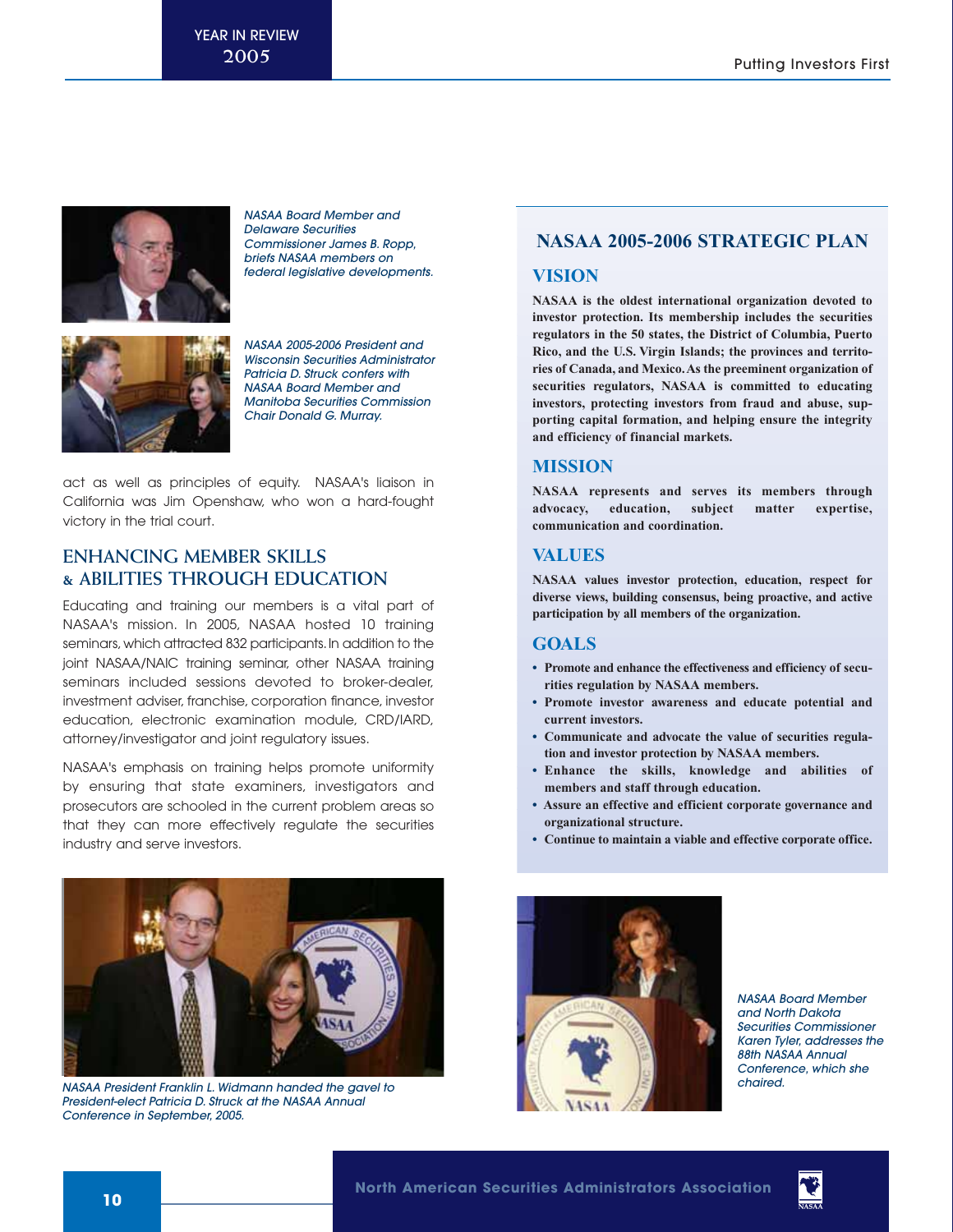*NASAA Board Member and Delaware Securities Commissioner James B. Ropp, briefs NASAA members on federal legislative developments.*

*NASAA 2005-2006 President and Wisconsin Securities Administrator Patricia D. Struck confers with NASAA Board Member and Manitoba Securities Commission Chair Donald G. Murray.*

act as well as principles of equity. NASAA's liaison in California was Jim Openshaw, who won a hard-fought victory in the trial court.

## ENHANCING MEMBER SKILLS & ABILITIES THROUGH EDUCATION

Educating and training our members is a vital part of NASAA's mission. In 2005, NASAA hosted 10 training seminars, which attracted 832 participants. In addition to the joint NASAA/NAIC training seminar, other NASAA training seminars included sessions devoted to broker-dealer, investment adviser, franchise, corporation finance, investor education, electronic examination module, CRD/IARD, attorney/investigator and joint regulatory issues.

NASAA's emphasis on training helps promote uniformity by ensuring that state examiners, investigators and prosecutors are schooled in the current problem areas so that they can more effectively regulate the securities industry and serve investors.

*NASAA President Franklin L. Widmann handed the gavel to President-elect Patricia D. Struck at the NASAA Annual Conference in September, 2005.*

## NASAA 2005-2006 STRATEGIC PLAN

### VISION

**NASAA is the oldest international organization devoted to investor protection. Its membership includes the securities regulators in the 50 states, the District of Columbia, Puerto Rico, and the U.S. Virgin Islands; the provinces and territories of Canada, and Mexico. As the preeminent organization of securities regulators, NASAA is committed to educating investors, protecting investors from fraud and abuse, supporting capital formation, and helping ensure the integrity and efficiency of financial markets.**

### MISSION

**NASAA represents and serves its members through advocacy, education, subject matter expertise, communication and coordination.**

### VALUES

**NASAA values investor protection, education, respect for diverse views, building consensus, being proactive, and active participation by all members of the organization.**

### GOALS

- **Promote and enhance the effectiveness and efficiency of securities regulation by NASAA members.**
- **Promote investor awareness and educate potential and current investors.**
- **Communicate and advocate the value of securities regulation and investor protection by NASAA members.**
- **Enhance the skills, knowledge and abilities of members and staff through education.**
- **Assure an effective and efficient corporate governance and organizational structure.**
- **Continue to maintain a viable and effective corporate office.**

*NASAA Board Member and North Dakota Securities Commissioner Karen Tyler, addresses the 88th NASAA Annual Conference, which she chaired.*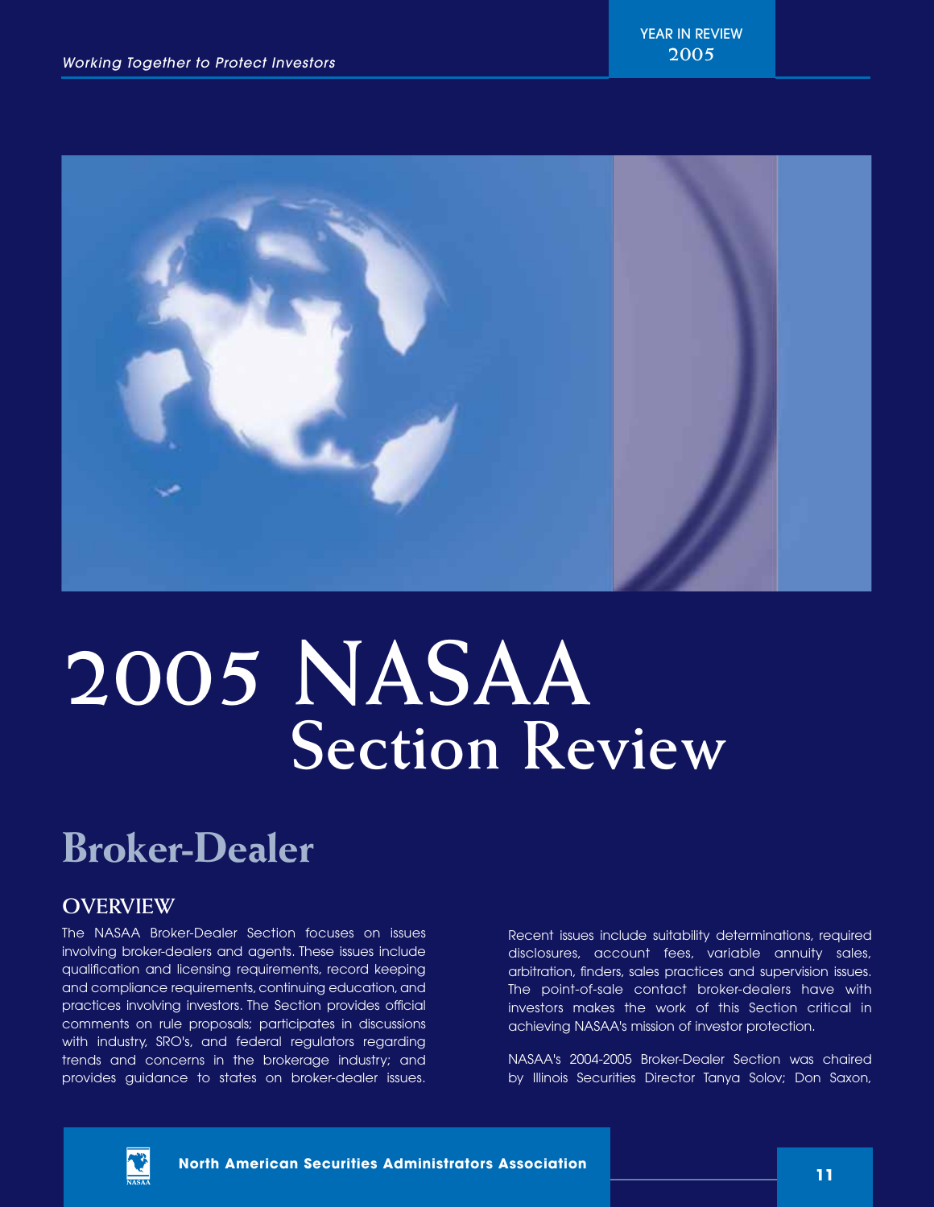# 2005 NASAA Section Review

## Broker-Dealer

### OVERVIEW

The NASAA Broker-Dealer Section focuses on issues involving broker-dealers and agents. These issues include qualification and licensing requirements, record keeping and compliance requirements, continuing education, and practices involving investors. The Section provides official comments on rule proposals; participates in discussions with industry, SRO's, and federal regulators regarding trends and concerns in the brokerage industry; and provides guidance to states on broker-dealer issues.

Recent issues include suitability determinations, required disclosures, account fees, variable annuity sales, arbitration, finders, sales practices and supervision issues. The point-of-sale contact broker-dealers have with investors makes the work of this Section critical in achieving NASAA's mission of investor protection.

NASAA's 2004-2005 Broker-Dealer Section was chaired by Illinois Securities Director Tanya Solov; Don Saxon,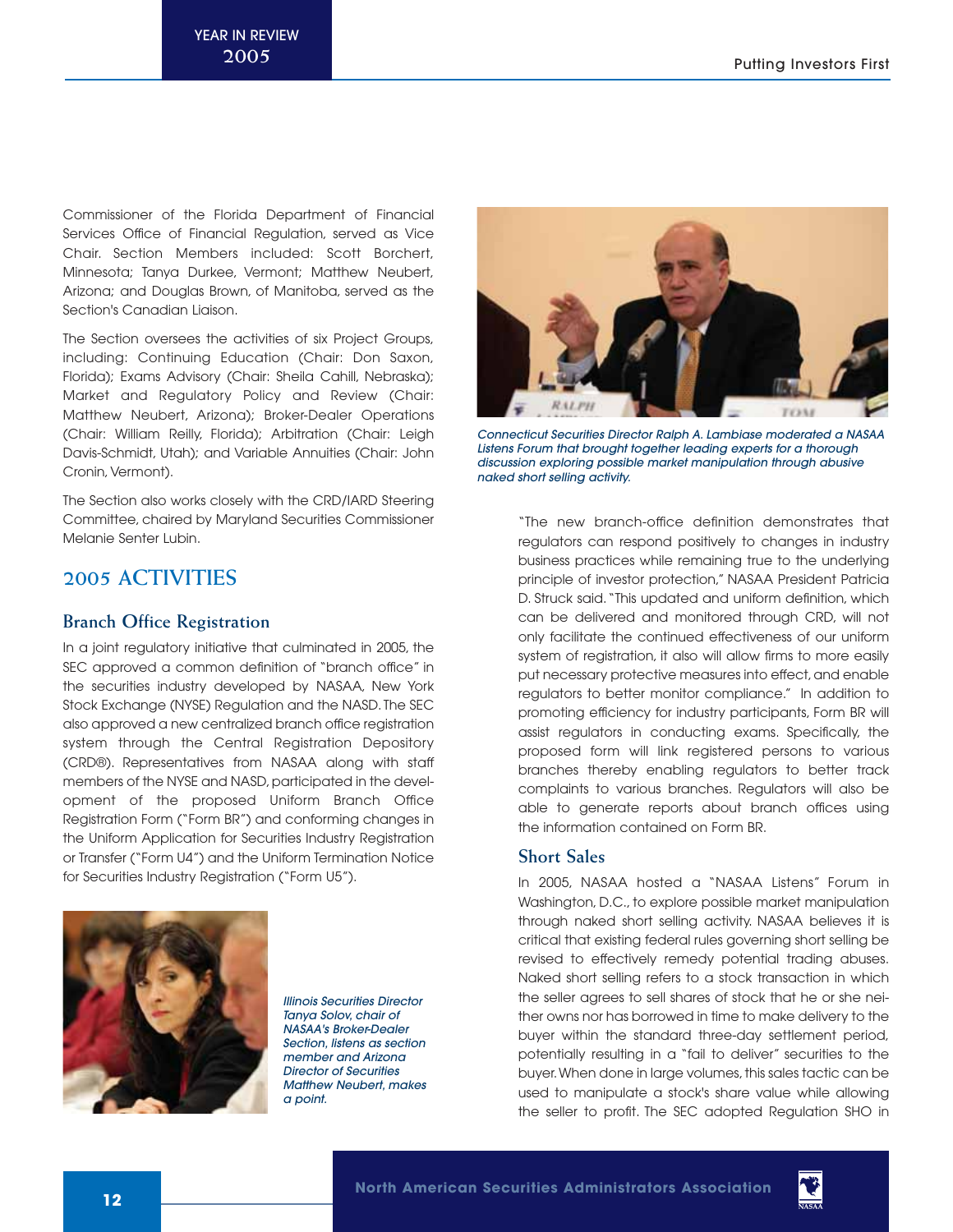Commissioner of the Florida Department of Financial Services Office of Financial Regulation, served as Vice Chair. Section Members included: Scott Borchert, Minnesota; Tanya Durkee, Vermont; Matthew Neubert, Arizona; and Douglas Brown, of Manitoba, served as the Section's Canadian Liaison.

The Section oversees the activities of six Project Groups, including: Continuing Education (Chair: Don Saxon, Florida); Exams Advisory (Chair: Sheila Cahill, Nebraska); Market and Regulatory Policy and Review (Chair: Matthew Neubert, Arizona); Broker-Dealer Operations (Chair: William Reilly, Florida); Arbitration (Chair: Leigh Davis-Schmidt, Utah); and Variable Annuities (Chair: John Cronin, Vermont).

The Section also works closely with the CRD/IARD Steering Committee, chaired by Maryland Securities Commissioner Melanie Senter Lubin.

## 2005 ACTIVITIES

### Branch Office Registration

In a joint regulatory initiative that culminated in 2005, the SEC approved a common definition of "branch office" in the securities industry developed by NASAA, New York Stock Exchange (NYSE) Regulation and the NASD. The SEC also approved a new centralized branch office registration system through the Central Registration Depository (CRD®). Representatives from NASAA along with staff members of the NYSE and NASD, participated in the development of the proposed Uniform Branch Office Registration Form ("Form BR") and conforming changes in the Uniform Application for Securities Industry Registration or Transfer ("Form U4") and the Uniform Termination Notice for Securities Industry Registration ("Form U5").

*Illinois Securities Director Tanya Solov, chair of NASAA's Broker-Dealer Section, listens as section member and Arizona Director of Securities Matthew Neubert, makes a point.*

*Connecticut Securities Director Ralph A. Lambiase moderated a NASAA Listens Forum that brought together leading experts for a thorough discussion exploring possible market manipulation through abusive naked short selling activity.*

"The new branch-office definition demonstrates that regulators can respond positively to changes in industry business practices while remaining true to the underlying principle of investor protection," NASAA President Patricia D. Struck said. "This updated and uniform definition, which can be delivered and monitored through CRD, will not only facilitate the continued effectiveness of our uniform system of registration, it also will allow firms to more easily put necessary protective measures into effect, and enable regulators to better monitor compliance." In addition to promoting efficiency for industry participants, Form BR will assist regulators in conducting exams. Specifically, the proposed form will link registered persons to various branches thereby enabling regulators to better track complaints to various branches. Regulators will also be able to generate reports about branch offices using the information contained on Form BR.

### Short Sales

In 2005, NASAA hosted a "NASAA Listens" Forum in Washington, D.C., to explore possible market manipulation through naked short selling activity. NASAA believes it is critical that existing federal rules governing short selling be revised to effectively remedy potential trading abuses. Naked short selling refers to a stock transaction in which the seller agrees to sell shares of stock that he or she neither owns nor has borrowed in time to make delivery to the buyer within the standard three-day settlement period, potentially resulting in a "fail to deliver" securities to the buyer. When done in large volumes, this sales tactic can be used to manipulate a stock's share value while allowing the seller to profit. The SEC adopted Regulation SHO in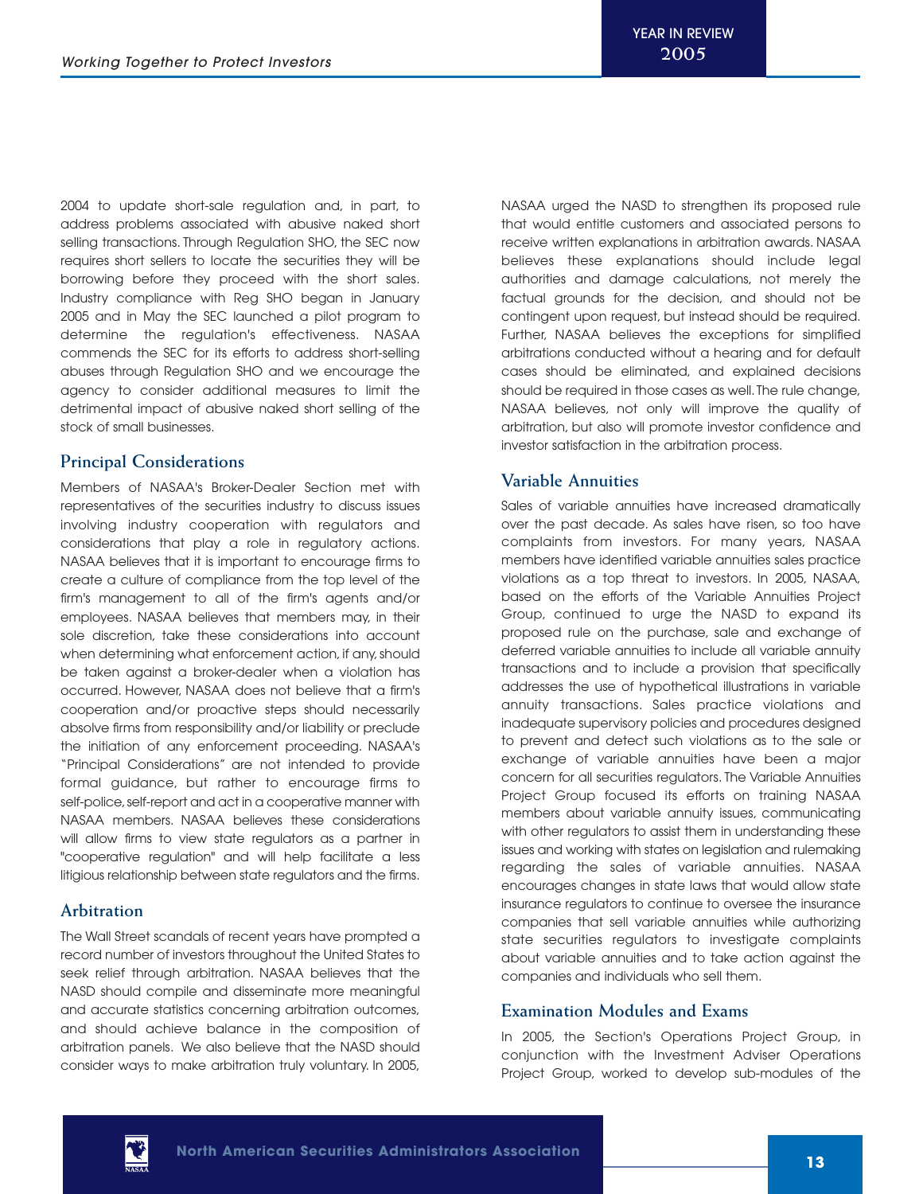2004 to update short-sale regulation and, in part, to address problems associated with abusive naked short selling transactions. Through Regulation SHO, the SEC now requires short sellers to locate the securities they will be borrowing before they proceed with the short sales. Industry compliance with Reg SHO began in January 2005 and in May the SEC launched a pilot program to determine the regulation's effectiveness. NASAA commends the SEC for its efforts to address short-selling abuses through Regulation SHO and we encourage the agency to consider additional measures to limit the detrimental impact of abusive naked short selling of the stock of small businesses.

## Principal Considerations

Members of NASAA's Broker-Dealer Section met with representatives of the securities industry to discuss issues involving industry cooperation with regulators and considerations that play a role in regulatory actions. NASAA believes that it is important to encourage firms to create a culture of compliance from the top level of the firm's management to all of the firm's agents and/or employees. NASAA believes that members may, in their sole discretion, take these considerations into account when determining what enforcement action, if any, should be taken against a broker-dealer when a violation has occurred. However, NASAA does not believe that a firm's cooperation and/or proactive steps should necessarily absolve firms from responsibility and/or liability or preclude the initiation of any enforcement proceeding. NASAA's "Principal Considerations" are not intended to provide formal guidance, but rather to encourage firms to self-police, self-report and act in a cooperative manner with NASAA members. NASAA believes these considerations will allow firms to view state regulators as a partner in "cooperative regulation" and will help facilitate a less litigious relationship between state regulators and the firms.

## Arbitration

The Wall Street scandals of recent years have prompted a record number of investors throughout the United States to seek relief through arbitration. NASAA believes that the NASD should compile and disseminate more meaningful and accurate statistics concerning arbitration outcomes, and should achieve balance in the composition of arbitration panels. We also believe that the NASD should consider ways to make arbitration truly voluntary. In 2005, NASAA urged the NASD to strengthen its proposed rule that would entitle customers and associated persons to receive written explanations in arbitration awards. NASAA believes these explanations should include legal authorities and damage calculations, not merely the factual grounds for the decision, and should not be contingent upon request, but instead should be required. Further, NASAA believes the exceptions for simplified arbitrations conducted without a hearing and for default cases should be eliminated, and explained decisions should be required in those cases as well. The rule change, NASAA believes, not only will improve the quality of arbitration, but also will promote investor confidence and investor satisfaction in the arbitration process.

## Variable Annuities

Sales of variable annuities have increased dramatically over the past decade. As sales have risen, so too have complaints from investors. For many years, NASAA members have identified variable annuities sales practice violations as a top threat to investors. In 2005, NASAA, based on the efforts of the Variable Annuities Project Group, continued to urge the NASD to expand its proposed rule on the purchase, sale and exchange of deferred variable annuities to include all variable annuity transactions and to include a provision that specifically addresses the use of hypothetical illustrations in variable annuity transactions. Sales practice violations and inadequate supervisory policies and procedures designed to prevent and detect such violations as to the sale or exchange of variable annuities have been a major concern for all securities regulators. The Variable Annuities Project Group focused its efforts on training NASAA members about variable annuity issues, communicating with other regulators to assist them in understanding these issues and working with states on legislation and rulemaking regarding the sales of variable annuities. NASAA encourages changes in state laws that would allow state insurance regulators to continue to oversee the insurance companies that sell variable annuities while authorizing state securities regulators to investigate complaints about variable annuities and to take action against the companies and individuals who sell them.

## Examination Modules and Exams

In 2005, the Section's Operations Project Group, in conjunction with the Investment Adviser Operations Project Group, worked to develop sub-modules of the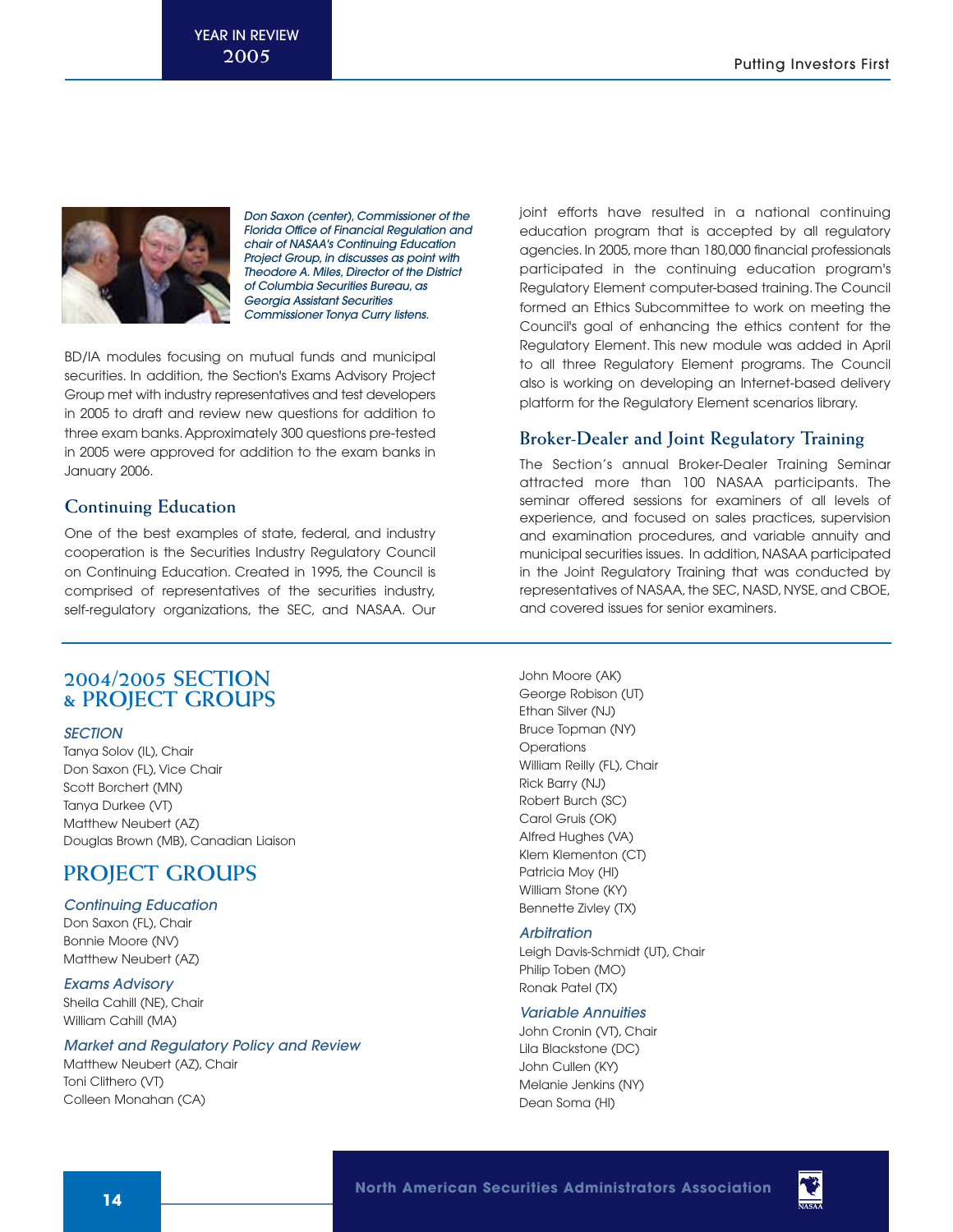*Don Saxon (center), Commissioner of the Florida Office of Financial Regulation and chair of NASAA's Continuing Education Project Group, in discusses as point with Theodore A. Miles, Director of the District of Columbia Securities Bureau, as Georgia Assistant Securities Commissioner Tonya Curry listens.*

BD/IA modules focusing on mutual funds and municipal securities. In addition, the Section's Exams Advisory Project Group met with industry representatives and test developers in 2005 to draft and review new questions for addition to three exam banks. Approximately 300 questions pre-tested in 2005 were approved for addition to the exam banks in January 2006.

### Continuing Education

One of the best examples of state, federal, and industry cooperation is the Securities Industry Regulatory Council on Continuing Education. Created in 1995, the Council is comprised of representatives of the securities industry, self-regulatory organizations, the SEC, and NASAA. Our joint efforts have resulted in a national continuing education program that is accepted by all regulatory agencies. In 2005, more than 180,000 financial professionals participated in the continuing education program's Regulatory Element computer-based training. The Council formed an Ethics Subcommittee to work on meeting the Council's goal of enhancing the ethics content for the Regulatory Element. This new module was added in April to all three Regulatory Element programs. The Council also is working on developing an Internet-based delivery platform for the Regulatory Element scenarios library.

### Broker-Dealer and Joint Regulatory Training

The Section's annual Broker-Dealer Training Seminar attracted more than 100 NASAA participants. The seminar offered sessions for examiners of all levels of experience, and focused on sales practices, supervision and examination procedures, and variable annuity and municipal securities issues. In addition, NASAA participated in the Joint Regulatory Training that was conducted by representatives of NASAA, the SEC, NASD, NYSE, and CBOE, and covered issues for senior examiners.

## 2004/2005 SECTION & PROJECT GROUPS

*SECTION*

Tanya Solov (IL), Chair
Don Saxon (FL), Vice Chair
Scott Borchert (MN)
Tanya Durkee (VT)
Matthew Neubert (AZ)
Douglas Brown (MB), Canadian Liaison

## PROJECT GROUPS

*Continuing Education*

Don Saxon (FL), Chair
Bonnie Moore (NV)
Matthew Neubert (AZ)

*Exams Advisory*

Sheila Cahill (NE), Chair
William Cahill (MA)

*Market and Regulatory Policy and Review*

Matthew Neubert (AZ), Chair
Toni Clithero (VT)
Colleen Monahan (CA)
John Moore (AK)
George Robison (UT)
Ethan Silver (NJ)
Bruce Topman (NY)

Operations

William Reilly (FL), Chair
Rick Barry (NJ)
Robert Burch (SC)
Carol Gruis (OK)
Alfred Hughes (VA)
Klem Klementon (CT)
Patricia Moy (HI)
William Stone (KY)
Bennette Zivley (TX)

*Arbitration*

Leigh Davis-Schmidt (UT), Chair
Philip Toben (MO)
Ronak Patel (TX)

*Variable Annuities*

John Cronin (VT), Chair
Lila Blackstone (DC)
John Cullen (KY)
Melanie Jenkins (NY)
Dean Soma (HI)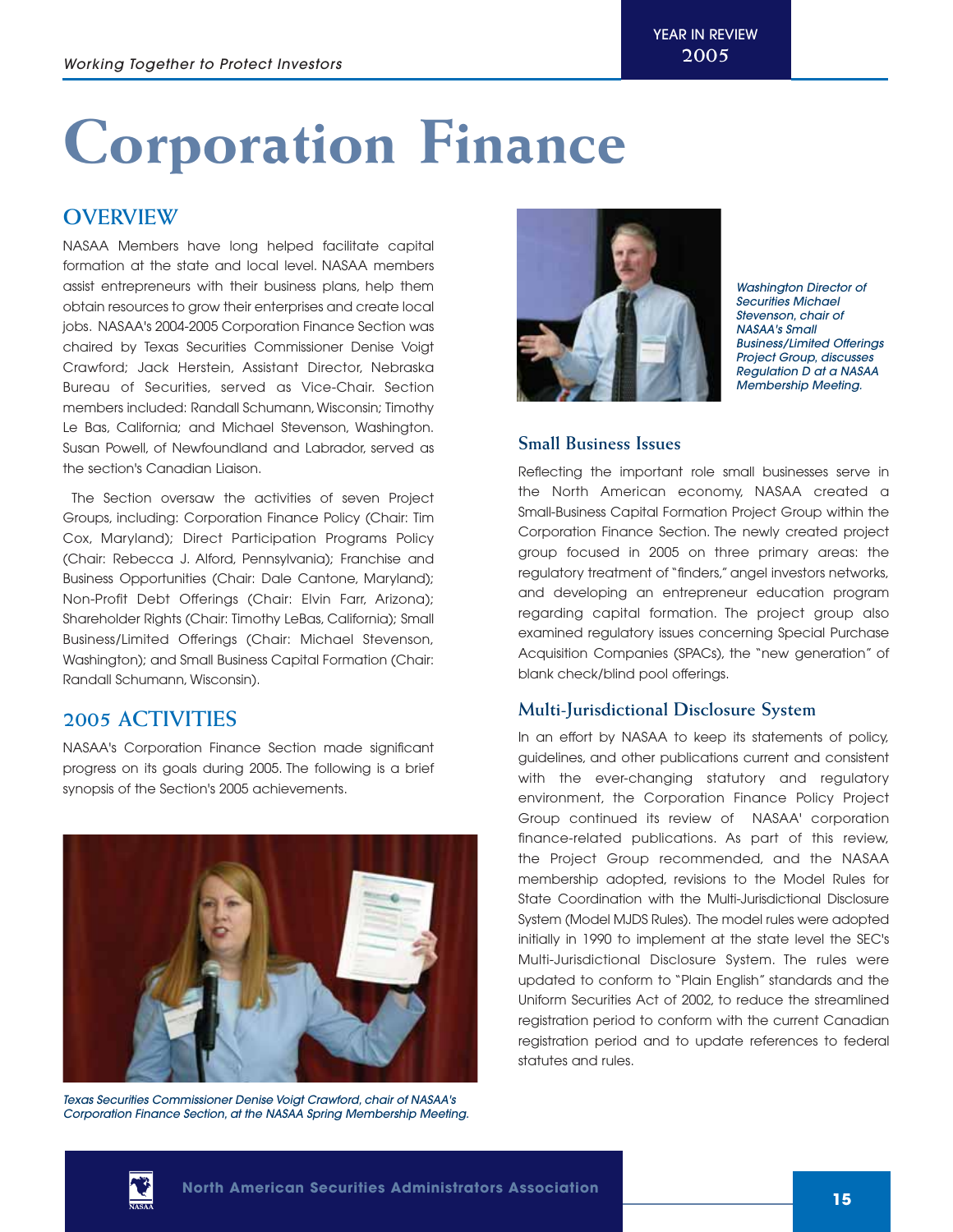# Corporation Finance

## OVERVIEW

NASAA Members have long helped facilitate capital formation at the state and local level. NASAA members assist entrepreneurs with their business plans, help them obtain resources to grow their enterprises and create local jobs. NASAA's 2004-2005 Corporation Finance Section was chaired by Texas Securities Commissioner Denise Voigt Crawford; Jack Herstein, Assistant Director, Nebraska Bureau of Securities, served as Vice-Chair. Section members included: Randall Schumann, Wisconsin; Timothy Le Bas, California; and Michael Stevenson, Washington. Susan Powell, of Newfoundland and Labrador, served as the section's Canadian Liaison.

The Section oversaw the activities of seven Project Groups, including: Corporation Finance Policy (Chair: Tim Cox, Maryland); Direct Participation Programs Policy (Chair: Rebecca J. Alford, Pennsylvania); Franchise and Business Opportunities (Chair: Dale Cantone, Maryland); Non-Profit Debt Offerings (Chair: Elvin Farr, Arizona); Shareholder Rights (Chair: Timothy LeBas, California); Small Business/Limited Offerings (Chair: Michael Stevenson, Washington); and Small Business Capital Formation (Chair: Randall Schumann, Wisconsin).

## 2005 ACTIVITIES

NASAA's Corporation Finance Section made significant progress on its goals during 2005. The following is a brief synopsis of the Section's 2005 achievements.

*Texas Securities Commissioner Denise Voigt Crawford, chair of NASAA's Corporation Finance Section, at the NASAA Spring Membership Meeting.*

*Washington Director of Securities Michael Stevenson, chair of NASAA's Small Business/Limited Offerings Project Group, discusses Regulation D at a NASAA Membership Meeting.*

### Small Business Issues

Reflecting the important role small businesses serve in the North American economy, NASAA created a Small-Business Capital Formation Project Group within the Corporation Finance Section. The newly created project group focused in 2005 on three primary areas: the regulatory treatment of "finders," angel investors networks, and developing an entrepreneur education program regarding capital formation. The project group also examined regulatory issues concerning Special Purchase Acquisition Companies (SPACs), the "new generation" of blank check/blind pool offerings.

### Multi-Jurisdictional Disclosure System

In an effort by NASAA to keep its statements of policy, guidelines, and other publications current and consistent with the ever-changing statutory and regulatory environment, the Corporation Finance Policy Project Group continued its review of NASAA' corporation finance-related publications. As part of this review, the Project Group recommended, and the NASAA membership adopted, revisions to the Model Rules for State Coordination with the Multi-Jurisdictional Disclosure System (Model MJDS Rules). The model rules were adopted initially in 1990 to implement at the state level the SEC's Multi-Jurisdictional Disclosure System. The rules were updated to conform to "Plain English" standards and the Uniform Securities Act of 2002, to reduce the streamlined registration period to conform with the current Canadian registration period and to update references to federal statutes and rules.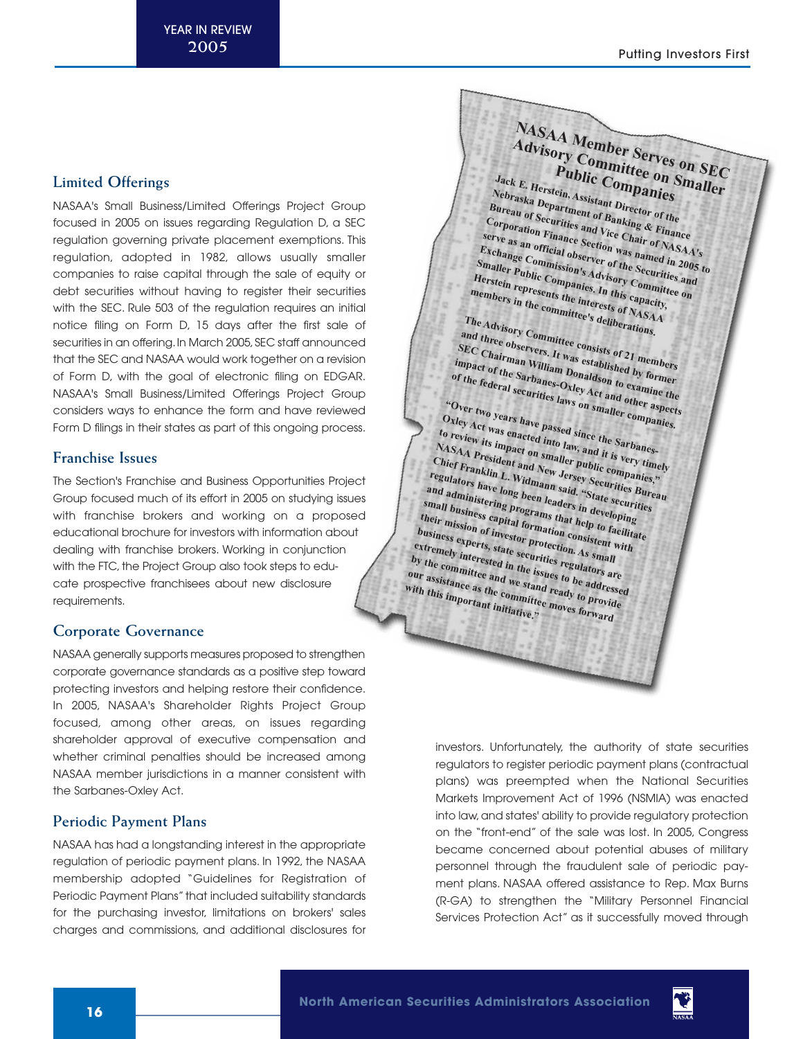## Limited Offerings

NASAA's Small Business/Limited Offerings Project Group focused in 2005 on issues regarding Regulation D, a SEC regulation governing private placement exemptions. This regulation, adopted in 1982, allows usually smaller companies to raise capital through the sale of equity or debt securities without having to register their securities with the SEC. Rule 503 of the regulation requires an initial notice filing on Form D, 15 days after the first sale of securities in an offering. In March 2005, SEC staff announced that the SEC and NASAA would work together on a revision of Form D, with the goal of electronic filing on EDGAR. NASAA's Small Business/Limited Offerings Project Group considers ways to enhance the form and have reviewed Form D filings in their states as part of this ongoing process.

## Franchise Issues

The Section's Franchise and Business Opportunities Project Group focused much of its effort in 2005 on studying issues with franchise brokers and working on a proposed educational brochure for investors with information about dealing with franchise brokers. Working in conjunction with the FTC, the Project Group also took steps to educate prospective franchisees about new disclosure requirements.

## Corporate Governance

NASAA generally supports measures proposed to strengthen corporate governance standards as a positive step toward protecting investors and helping restore their confidence. In 2005, NASAA's Shareholder Rights Project Group focused, among other areas, on issues regarding shareholder approval of executive compensation and whether criminal penalties should be increased among NASAA member jurisdictions in a manner consistent with the Sarbanes-Oxley Act.

## Periodic Payment Plans

NASAA has had a longstanding interest in the appropriate regulation of periodic payment plans. In 1992, the NASAA membership adopted "Guidelines for Registration of Periodic Payment Plans" that included suitability standards for the purchasing investor, limitations on brokers' sales charges and commissions, and additional disclosures for investors. Unfortunately, the authority of state securities regulators to register periodic payment plans (contractual plans) was preempted when the National Securities Markets Improvement Act of 1996 (NSMIA) was enacted into law, and states' ability to provide regulatory protection on the "front-end" of the sale was lost. In 2005, Congress became concerned about potential abuses of military personnel through the fraudulent sale of periodic payment plans. NASAA offered assistance to Rep. Max Burns (R-GA) to strengthen the "Military Personnel Financial Services Protection Act" as it successfully moved through

### NASAA Member Serves on SEC Advisory Committee on Smaller Public Companies

**Jack E. Herstein, Assistant Director of the Nebraska Department of Banking & Finance Bureau of Securities and Vice Chair of NASAA's Corporation Finance Section was named in 2005 to serve as an official observer of the Securities and Exchange Commission's Advisory Committee on Smaller Public Companies. In this capacity, Herstein represents the interests of NASAA members in the committee's deliberations.**

**The Advisory Committee consists of 21 members and three observers. It was established by former SEC Chairman William Donaldson to examine the impact of the Sarbanes-Oxley Act and other aspects of the federal securities laws on smaller companies.**

**"Over two years have passed since the Sarbanes-Oxley Act was enacted into law, and it is very timely to review its impact on smaller public companies," NASAA President and New Jersey Securities Bureau Chief Franklin L. Widmann said. "State securities regulators have long been leaders in developing and administering programs that help to facilitate small business capital formation consistent with their mission of investor protection. As small business experts, state securities regulators are extremely interested in the issues to be addressed by the committee and we stand ready to provide our assistance as the committee moves forward with this important initiative."**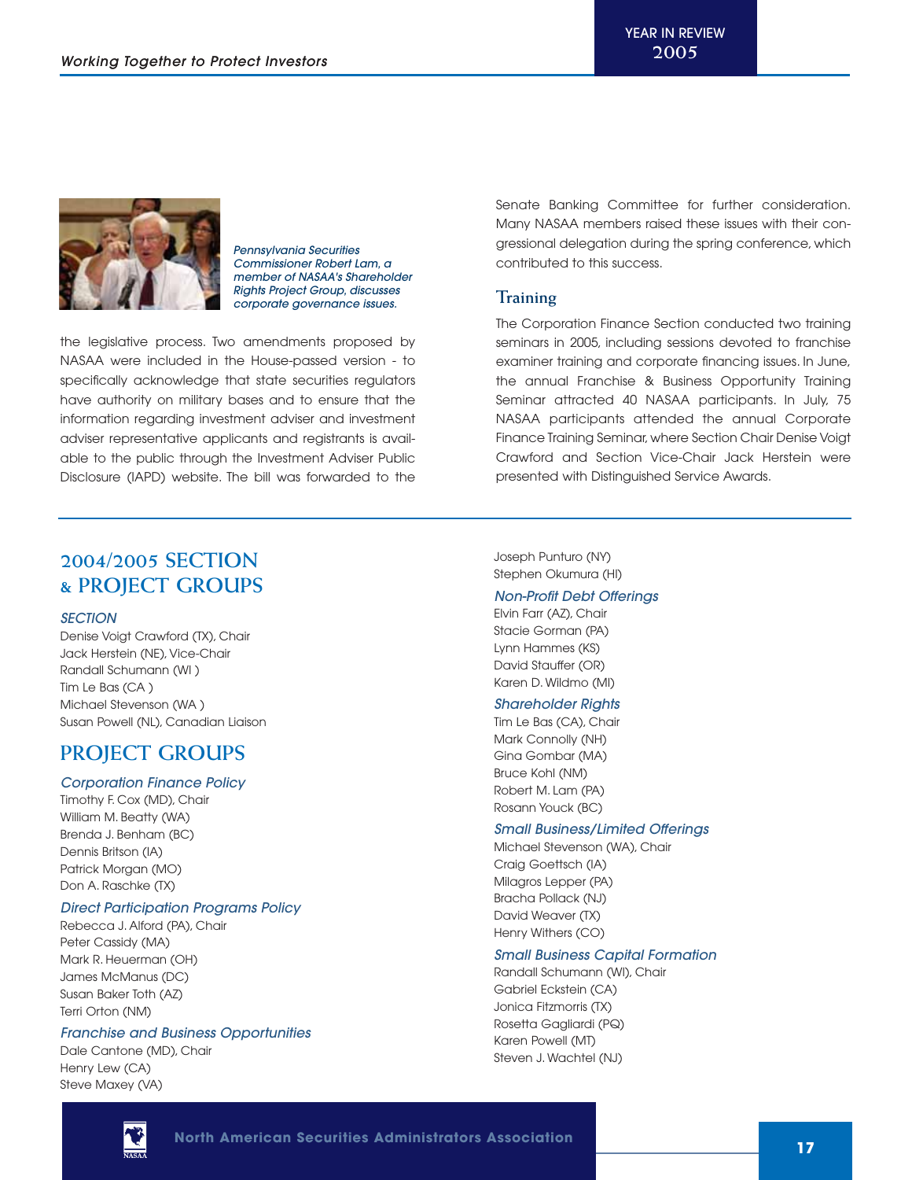*Pennsylvania Securities Commissioner Robert Lam, a member of NASAA's Shareholder Rights Project Group, discusses corporate governance issues.*

the legislative process. Two amendments proposed by NASAA were included in the House-passed version - to specifically acknowledge that state securities regulators have authority on military bases and to ensure that the information regarding investment adviser and investment adviser representative applicants and registrants is available to the public through the Investment Adviser Public Disclosure (IAPD) website. The bill was forwarded to the Senate Banking Committee for further consideration. Many NASAA members raised these issues with their congressional delegation during the spring conference, which contributed to this success.

## Training

The Corporation Finance Section conducted two training seminars in 2005, including sessions devoted to franchise examiner training and corporate financing issues. In June, the annual Franchise & Business Opportunity Training Seminar attracted 40 NASAA participants. In July, 75 NASAA participants attended the annual Corporate Finance Training Seminar, where Section Chair Denise Voigt Crawford and Section Vice-Chair Jack Herstein were presented with Distinguished Service Awards.

## 2004/2005 SECTION & PROJECT GROUPS

### *SECTION*

Denise Voigt Crawford (TX), Chair
Jack Herstein (NE), Vice-Chair
Randall Schumann (WI )
Tim Le Bas (CA )
Michael Stevenson (WA )
Susan Powell (NL), Canadian Liaison

## PROJECT GROUPS

### *Corporation Finance Policy*

Timothy F. Cox (MD), Chair
William M. Beatty (WA)
Brenda J. Benham (BC)
Dennis Britson (IA)
Patrick Morgan (MO)
Don A. Raschke (TX)

### *Direct Participation Programs Policy*

Rebecca J. Alford (PA), Chair
Peter Cassidy (MA)
Mark R. Heuerman (OH)
James McManus (DC)
Susan Baker Toth (AZ)
Terri Orton (NM)

### *Franchise and Business Opportunities*

Dale Cantone (MD), Chair
Henry Lew (CA)
Steve Maxey (VA)
Joseph Punturo (NY)
Stephen Okumura (HI)

### *Non-Profit Debt Offerings*

Elvin Farr (AZ), Chair
Stacie Gorman (PA)
Lynn Hammes (KS)
David Stauffer (OR)
Karen D. Wildmo (MI)

### *Shareholder Rights*

Tim Le Bas (CA), Chair
Mark Connolly (NH)
Gina Gombar (MA)
Bruce Kohl (NM)
Robert M. Lam (PA)
Rosann Youck (BC)

### *Small Business/Limited Offerings*

Michael Stevenson (WA), Chair
Craig Goettsch (IA)
Milagros Lepper (PA)
Bracha Pollack (NJ)
David Weaver (TX)
Henry Withers (CO)

### *Small Business Capital Formation*

Randall Schumann (WI), Chair
Gabriel Eckstein (CA)
Jonica Fitzmorris (TX)
Rosetta Gagliardi (PQ)
Karen Powell (MT)
Steven J. Wachtel (NJ)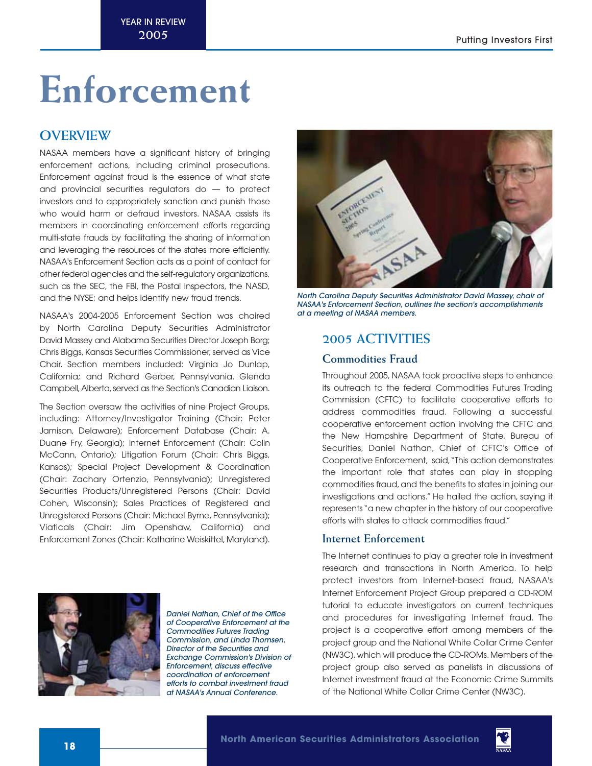# Enforcement

## OVERVIEW

NASAA members have a significant history of bringing enforcement actions, including criminal prosecutions. Enforcement against fraud is the essence of what state and provincial securities regulators do — to protect investors and to appropriately sanction and punish those who would harm or defraud investors. NASAA assists its members in coordinating enforcement efforts regarding multi-state frauds by facilitating the sharing of information and leveraging the resources of the states more efficiently. NASAA's Enforcement Section acts as a point of contact for other federal agencies and the self-regulatory organizations, such as the SEC, the FBI, the Postal Inspectors, the NASD, and the NYSE; and helps identify new fraud trends.

NASAA's 2004-2005 Enforcement Section was chaired by North Carolina Deputy Securities Administrator David Massey and Alabama Securities Director Joseph Borg; Chris Biggs, Kansas Securities Commissioner, served as Vice Chair. Section members included: Virginia Jo Dunlap, California; and Richard Gerber, Pennsylvania. Glenda Campbell, Alberta, served as the Section's Canadian Liaison.

The Section oversaw the activities of nine Project Groups, including: Attorney/Investigator Training (Chair: Peter Jamison, Delaware); Enforcement Database (Chair: A. Duane Fry, Georgia); Internet Enforcement (Chair: Colin McCann, Ontario); Litigation Forum (Chair: Chris Biggs, Kansas); Special Project Development & Coordination (Chair: Zachary Ortenzio, Pennsylvania); Unregistered Securities Products/Unregistered Persons (Chair: David Cohen, Wisconsin); Sales Practices of Registered and Unregistered Persons (Chair: Michael Byrne, Pennsylvania); Viaticals (Chair: Jim Openshaw, California) and Enforcement Zones (Chair: Katharine Weiskittel, Maryland).

*Daniel Nathan, Chief of the Office of Cooperative Enforcement at the Commodities Futures Trading Commission, and Linda Thomsen, Director of the Securities and Exchange Commission's Division of Enforcement, discuss effective coordination of enforcement efforts to combat investment fraud at NASAA's Annual Conference.*

*North Carolina Deputy Securities Administrator David Massey, chair of NASAA's Enforcement Section, outlines the section's accomplishments at a meeting of NASAA members.*

## 2005 ACTIVITIES

### Commodities Fraud

Throughout 2005, NASAA took proactive steps to enhance its outreach to the federal Commodities Futures Trading Commission (CFTC) to facilitate cooperative efforts to address commodities fraud. Following a successful cooperative enforcement action involving the CFTC and the New Hampshire Department of State, Bureau of Securities, Daniel Nathan, Chief of CFTC's Office of Cooperative Enforcement, said, "This action demonstrates the important role that states can play in stopping commodities fraud, and the benefits to states in joining our investigations and actions." He hailed the action, saying it represents "a new chapter in the history of our cooperative efforts with states to attack commodities fraud."

### Internet Enforcement

The Internet continues to play a greater role in investment research and transactions in North America. To help protect investors from Internet-based fraud, NASAA's Internet Enforcement Project Group prepared a CD-ROM tutorial to educate investigators on current techniques and procedures for investigating Internet fraud. The project is a cooperative effort among members of the project group and the National White Collar Crime Center (NW3C), which will produce the CD-ROMs. Members of the project group also served as panelists in discussions of Internet investment fraud at the Economic Crime Summits of the National White Collar Crime Center (NW3C).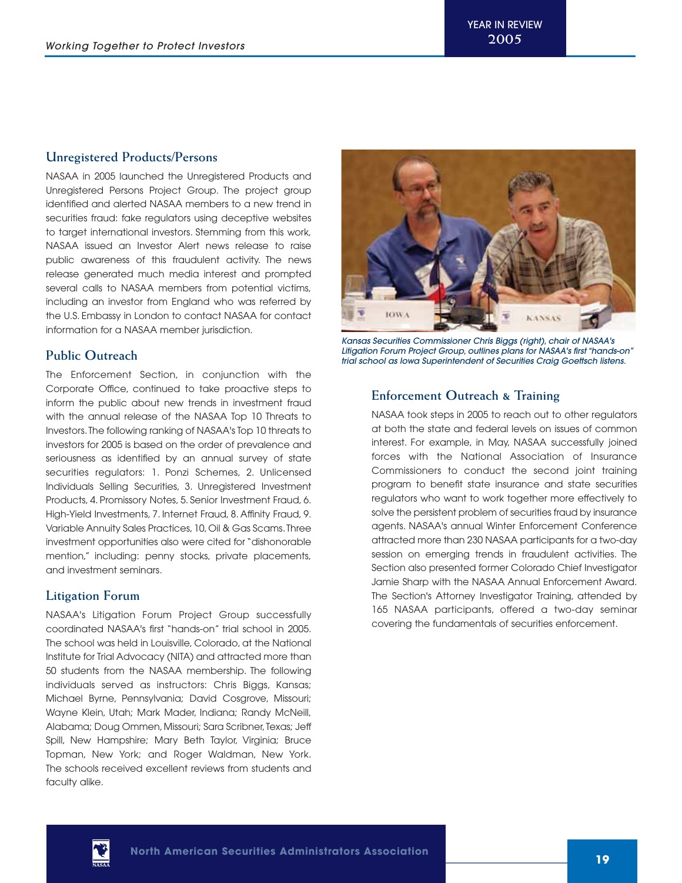## Unregistered Products/Persons

NASAA in 2005 launched the Unregistered Products and Unregistered Persons Project Group. The project group identified and alerted NASAA members to a new trend in securities fraud: fake regulators using deceptive websites to target international investors. Stemming from this work, NASAA issued an Investor Alert news release to raise public awareness of this fraudulent activity. The news release generated much media interest and prompted several calls to NASAA members from potential victims, including an investor from England who was referred by the U.S. Embassy in London to contact NASAA for contact information for a NASAA member jurisdiction.

## Public Outreach

The Enforcement Section, in conjunction with the Corporate Office, continued to take proactive steps to inform the public about new trends in investment fraud with the annual release of the NASAA Top 10 Threats to Investors. The following ranking of NASAA's Top 10 threats to investors for 2005 is based on the order of prevalence and seriousness as identified by an annual survey of state securities regulators: 1. Ponzi Schemes, 2. Unlicensed Individuals Selling Securities, 3. Unregistered Investment Products, 4. Promissory Notes, 5. Senior Investment Fraud, 6. High-Yield Investments, 7. Internet Fraud, 8. Affinity Fraud, 9. Variable Annuity Sales Practices, 10, Oil & Gas Scams. Three investment opportunities also were cited for "dishonorable mention," including: penny stocks, private placements, and investment seminars.

## Litigation Forum

NASAA's Litigation Forum Project Group successfully coordinated NASAA's first "hands-on" trial school in 2005. The school was held in Louisville, Colorado, at the National Institute for Trial Advocacy (NITA) and attracted more than 50 students from the NASAA membership. The following individuals served as instructors: Chris Biggs, Kansas; Michael Byrne, Pennsylvania; David Cosgrove, Missouri; Wayne Klein, Utah; Mark Mader, Indiana; Randy McNeill, Alabama; Doug Ommen, Missouri; Sara Scribner, Texas; Jeff Spill, New Hampshire; Mary Beth Taylor, Virginia; Bruce Topman, New York; and Roger Waldman, New York. The schools received excellent reviews from students and faculty alike.

*Kansas Securities Commissioner Chris Biggs (right), chair of NASAA's Litigation Forum Project Group, outlines plans for NASAA's first "hands-on" trial school as Iowa Superintendent of Securities Craig Goettsch listens.*

## Enforcement Outreach & Training

NASAA took steps in 2005 to reach out to other regulators at both the state and federal levels on issues of common interest. For example, in May, NASAA successfully joined forces with the National Association of Insurance Commissioners to conduct the second joint training program to benefit state insurance and state securities regulators who want to work together more effectively to solve the persistent problem of securities fraud by insurance agents. NASAA's annual Winter Enforcement Conference attracted more than 230 NASAA participants for a two-day session on emerging trends in fraudulent activities. The Section also presented former Colorado Chief Investigator Jamie Sharp with the NASAA Annual Enforcement Award. The Section's Attorney Investigator Training, attended by 165 NASAA participants, offered a two-day seminar covering the fundamentals of securities enforcement.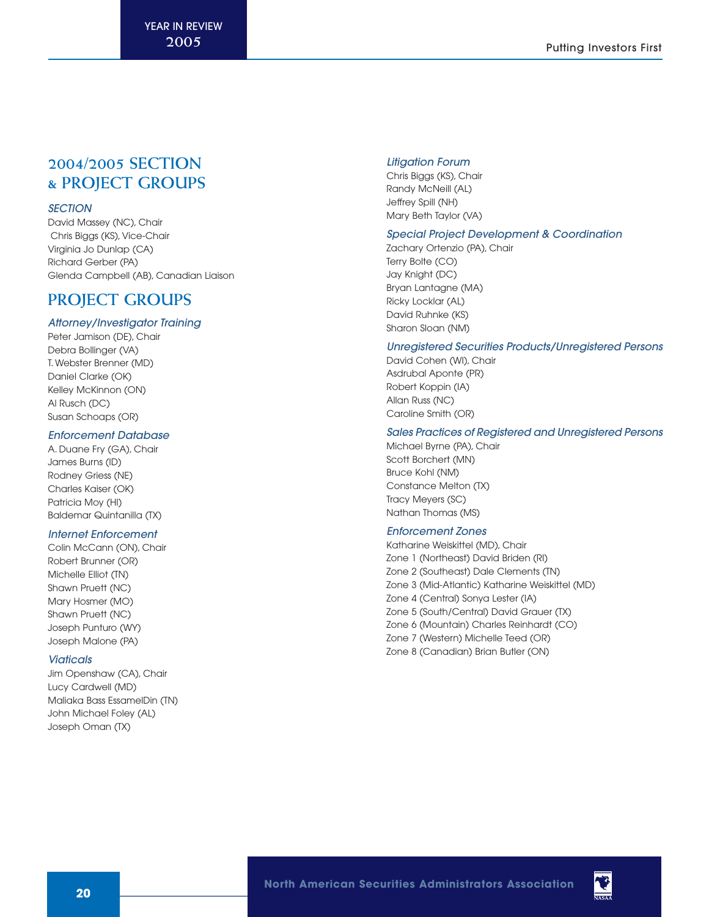## 2004/2005 SECTION & PROJECT GROUPS

### *SECTION*

David Massey (NC), Chair
Chris Biggs (KS), Vice-Chair
Virginia Jo Dunlap (CA)
Richard Gerber (PA)
Glenda Campbell (AB), Canadian Liaison

## PROJECT GROUPS

### *Attorney/Investigator Training*

Peter Jamison (DE), Chair
Debra Bollinger (VA)
T. Webster Brenner (MD)
Daniel Clarke (OK)
Kelley McKinnon (ON)
Al Rusch (DC)
Susan Schoaps (OR)

### *Enforcement Database*

A. Duane Fry (GA), Chair
James Burns (ID)
Rodney Griess (NE)
Charles Kaiser (OK)
Patricia Moy (HI)
Baldemar Quintanilla (TX)

### *Internet Enforcement*

Colin McCann (ON), Chair
Robert Brunner (OR)
Michelle Elliot (TN)
Shawn Pruett (NC)
Mary Hosmer (MO)
Shawn Pruett (NC)
Joseph Punturo (WY)
Joseph Malone (PA)

### *Viaticals*

Jim Openshaw (CA), Chair
Lucy Cardwell (MD)
Maliaka Bass EssamelDin (TN)
John Michael Foley (AL)
Joseph Oman (TX)

### *Litigation Forum*

Chris Biggs (KS), Chair
Randy McNeill (AL)
Jeffrey Spill (NH)
Mary Beth Taylor (VA)

### *Special Project Development & Coordination*

Zachary Ortenzio (PA), Chair
Terry Bolte (CO)
Jay Knight (DC)
Bryan Lantagne (MA)
Ricky Locklar (AL)
David Ruhnke (KS)
Sharon Sloan (NM)

### *Unregistered Securities Products/Unregistered Persons*

David Cohen (WI), Chair
Asdrubal Aponte (PR)
Robert Koppin (IA)
Allan Russ (NC)
Caroline Smith (OR)

### *Sales Practices of Registered and Unregistered Persons*

Michael Byrne (PA), Chair
Scott Borchert (MN)
Bruce Kohl (NM)
Constance Melton (TX)
Tracy Meyers (SC)
Nathan Thomas (MS)

### *Enforcement Zones*

Katharine Weiskittel (MD), Chair
Zone 1 (Northeast) David Briden (RI)
Zone 2 (Southeast) Dale Clements (TN)
Zone 3 (Mid-Atlantic) Katharine Weiskittel (MD)
Zone 4 (Central) Sonya Lester (IA)
Zone 5 (South/Central) David Grauer (TX)
Zone 6 (Mountain) Charles Reinhardt (CO)
Zone 7 (Western) Michelle Teed (OR)
Zone 8 (Canadian) Brian Butler (ON)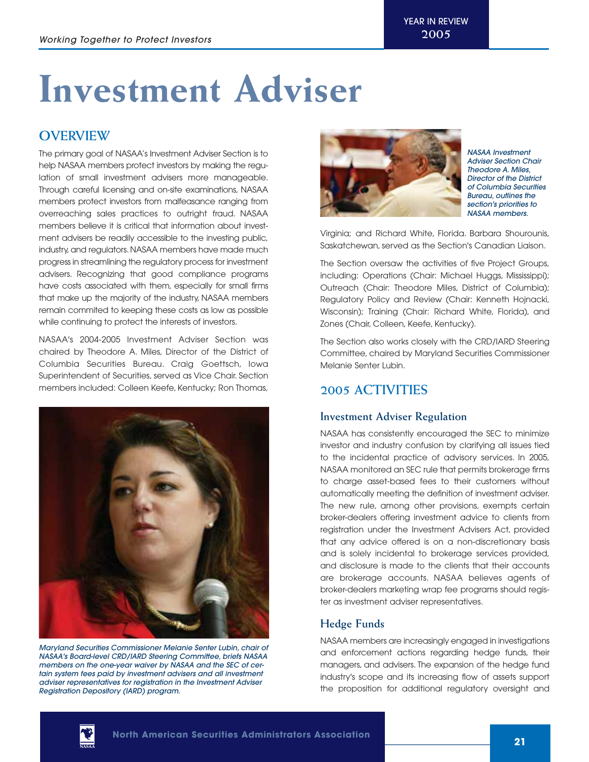# Investment Adviser

## OVERVIEW

The primary goal of NASAA's Investment Adviser Section is to help NASAA members protect investors by making the regulation of small investment advisers more manageable. Through careful licensing and on-site examinations, NASAA members protect investors from malfeasance ranging from overreaching sales practices to outright fraud. NASAA members believe it is critical that information about investment advisers be readily accessible to the investing public, industry, and regulators. NASAA members have made much progress in streamlining the regulatory process for investment advisers. Recognizing that good compliance programs have costs associated with them, especially for small firms that make up the majority of the industry, NASAA members remain commited to keeping these costs as low as possible while continuing to protect the interests of investors.

NASAA's 2004-2005 Investment Adviser Section was chaired by Theodore A. Miles, Director of the District of Columbia Securities Bureau. Craig Goettsch, Iowa Superintendent of Securities, served as Vice Chair. Section members included: Colleen Keefe, Kentucky; Ron Thomas, Virginia; and Richard White, Florida. Barbara Shourounis, Saskatchewan, served as the Section's Canadian Liaison.

*Maryland Securities Commissioner Melanie Senter Lubin, chair of NASAA's Board-level CRD/IARD Steering Committee, briefs NASAA members on the one-year waiver by NASAA and the SEC of certain system fees paid by investment advisers and all investment adviser representatives for registration in the Investment Adviser Registration Depository (IARD) program.*

*NASAA Investment Adviser Section Chair Theodore A. Miles, Director of the District of Columbia Securities Bureau, outlines the section's priorities to NASAA members.*

The Section oversaw the activities of five Project Groups, including: Operations (Chair: Michael Huggs, Mississippi); Outreach (Chair: Theodore Miles, District of Columbia); Regulatory Policy and Review (Chair: Kenneth Hojnacki, Wisconsin); Training (Chair: Richard White, Florida), and Zones (Chair, Colleen, Keefe, Kentucky).

The Section also works closely with the CRD/IARD Steering Committee, chaired by Maryland Securities Commissioner Melanie Senter Lubin.

## 2005 ACTIVITIES

### Investment Adviser Regulation

NASAA has consistently encouraged the SEC to minimize investor and industry confusion by clarifying all issues tied to the incidental practice of advisory services. In 2005, NASAA monitored an SEC rule that permits brokerage firms to charge asset-based fees to their customers without automatically meeting the definition of investment adviser. The new rule, among other provisions, exempts certain broker-dealers offering investment advice to clients from registration under the Investment Advisers Act, provided that any advice offered is on a non-discretionary basis and is solely incidental to brokerage services provided, and disclosure is made to the clients that their accounts are brokerage accounts. NASAA believes agents of broker-dealers marketing wrap fee programs should register as investment adviser representatives.

### Hedge Funds

NASAA members are increasingly engaged in investigations and enforcement actions regarding hedge funds, their managers, and advisers. The expansion of the hedge fund industry's scope and its increasing flow of assets support the proposition for additional regulatory oversight and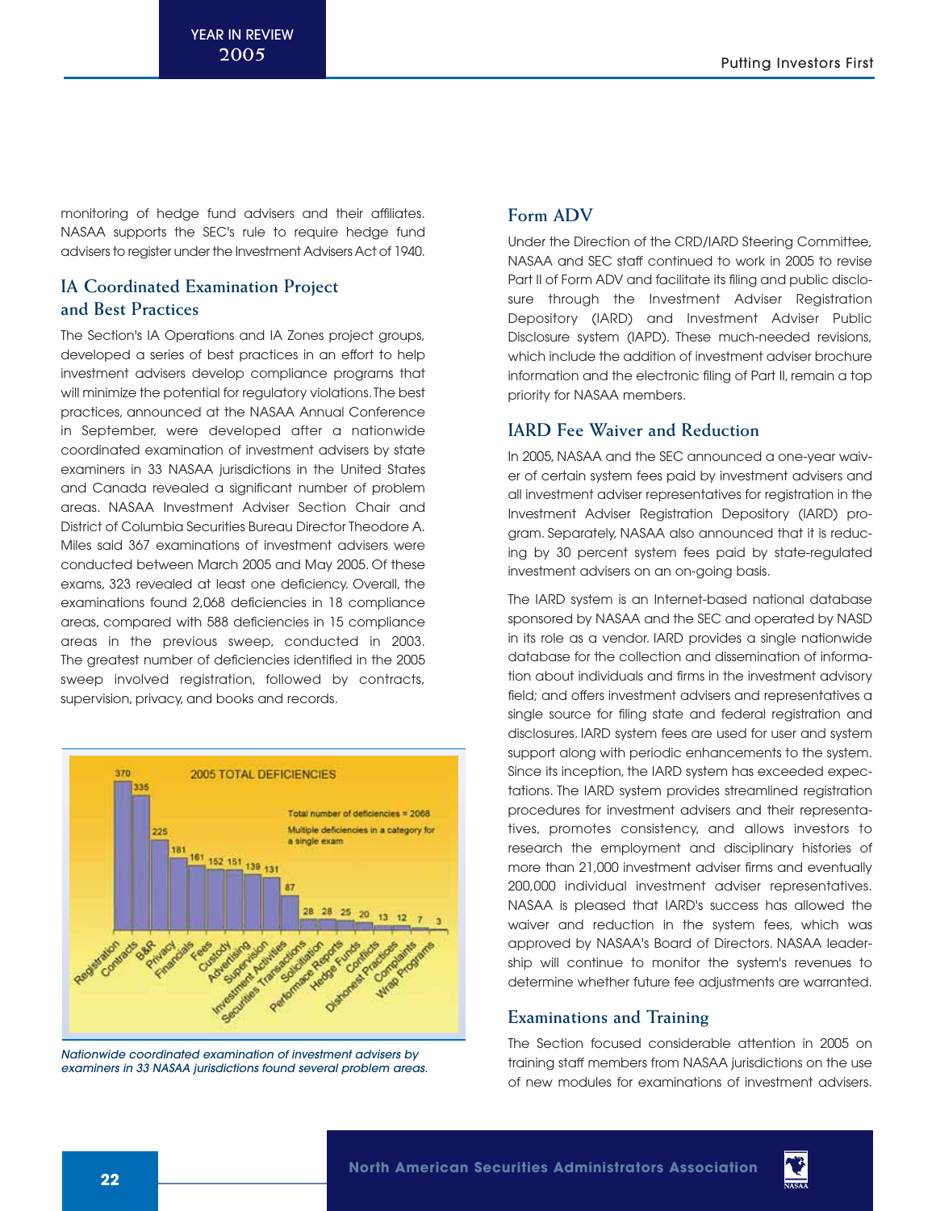monitoring of hedge fund advisers and their affiliates. NASAA supports the SEC's rule to require hedge fund advisers to register under the Investment Advisers Act of 1940.

## IA Coordinated Examination Project and Best Practices

The Section's IA Operations and IA Zones project groups, developed a series of best practices in an effort to help investment advisers develop compliance programs that will minimize the potential for regulatory violations. The best practices, announced at the NASAA Annual Conference in September, were developed after a nationwide coordinated examination of investment advisers by state examiners in 33 NASAA jurisdictions in the United States and Canada revealed a significant number of problem areas. NASAA Investment Adviser Section Chair and District of Columbia Securities Bureau Director Theodore A. Miles said 367 examinations of investment advisers were conducted between March 2005 and May 2005. Of these exams, 323 revealed at least one deficiency. Overall, the examinations found 2,068 deficiencies in 18 compliance areas, compared with 588 deficiencies in 15 compliance areas in the previous sweep, conducted in 2003. The greatest number of deficiencies identified in the 2005 sweep involved registration, followed by contracts, supervision, privacy, and books and records.

**2005 TOTAL DEFICIENCIES**

Total number of deficiencies = 2068

Multiple deficiencies in a category for a single exam

| Category | Deficiencies |
|---|---|
| Registration | 370 |
| Contracts | 335 |
| B&R | 225 |
| Privacy | 181 |
| Financials | 161 |
| Fees | 152 |
| Custody | 151 |
| Advertising | 139 |
| Supervision | 131 |
| Investment Activities | 87 |
| Securities Transactions | 28 |
| Solicitation | 28 |
| Performance Reports | 25 |
| Hedge Funds | 20 |
| Conflicts | 13 |
| Dishonest Practices | 12 |
| Complaints | 7 |
| Wrap Programs | 3 |

*Nationwide coordinated examination of investment advisers by examiners in 33 NASAA jurisdictions found several problem areas.*

## Form ADV

Under the Direction of the CRD/IARD Steering Committee, NASAA and SEC staff continued to work in 2005 to revise Part II of Form ADV and facilitate its filing and public disclosure through the Investment Adviser Registration Depository (IARD) and Investment Adviser Public Disclosure system (IAPD). These much-needed revisions, which include the addition of investment adviser brochure information and the electronic filing of Part II, remain a top priority for NASAA members.

## IARD Fee Waiver and Reduction

In 2005, NASAA and the SEC announced a one-year waiver of certain system fees paid by investment advisers and all investment adviser representatives for registration in the Investment Adviser Registration Depository (IARD) program. Separately, NASAA also announced that it is reducing by 30 percent system fees paid by state-regulated investment advisers on an on-going basis.

The IARD system is an Internet-based national database sponsored by NASAA and the SEC and operated by NASD in its role as a vendor. IARD provides a single nationwide database for the collection and dissemination of information about individuals and firms in the investment advisory field; and offers investment advisers and representatives a single source for filing state and federal registration and disclosures. IARD system fees are used for user and system support along with periodic enhancements to the system. Since its inception, the IARD system has exceeded expectations. The IARD system provides streamlined registration procedures for investment advisers and their representatives, promotes consistency, and allows investors to research the employment and disciplinary histories of more than 21,000 investment adviser firms and eventually 200,000 individual investment adviser representatives. NASAA is pleased that IARD's success has allowed the waiver and reduction in the system fees, which was approved by NASAA's Board of Directors. NASAA leadership will continue to monitor the system's revenues to determine whether future fee adjustments are warranted.

## Examinations and Training

The Section focused considerable attention in 2005 on training staff members from NASAA jurisdictions on the use of new modules for examinations of investment advisers.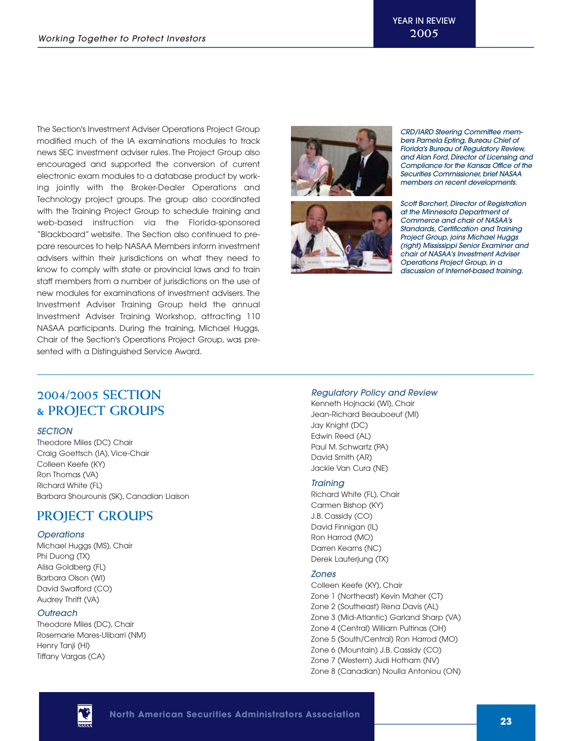The Section's Investment Adviser Operations Project Group modified much of the IA examinations modules to track news SEC investment adviser rules. The Project Group also encouraged and supported the conversion of current electronic exam modules to a database product by working jointly with the Broker-Dealer Operations and Technology project groups. The group also coordinated with the Training Project Group to schedule training and web-based instruction via the Florida-sponsored "Blackboard" website. The Section also continued to prepare resources to help NASAA Members inform investment advisers within their jurisdictions on what they need to know to comply with state or provincial laws and to train staff members from a number of jurisdictions on the use of new modules for examinations of investment advisers. The Investment Adviser Training Group held the annual Investment Adviser Training Workshop, attracting 110 NASAA participants. During the training, Michael Huggs, Chair of the Section's Operations Project Group, was presented with a Distinguished Service Award.

*CRD/IARD Steering Committee members Pamela Epting, Bureau Chief of Florida's Bureau of Regulatory Review, and Alan Ford, Director of Licensing and Compliance for the Kansas Office of the Securities Commissioner, brief NASAA members on recent developments.*

*Scott Borchert, Director of Registration at the Minnesota Department of Commerce and chair of NASAA's Standards, Certification and Training Project Group, joins Michael Huggs (right) Mississippi Senior Examiner and chair of NASAA's Investment Adviser Operations Project Group, in a discussion of Internet-based training.*

## 2004/2005 SECTION & PROJECT GROUPS

### SECTION

Theodore Miles (DC) Chair
Craig Goettsch (IA), Vice-Chair
Colleen Keefe (KY)
Ron Thomas (VA)
Richard White (FL)
Barbara Shourounis (SK), Canadian Liaison

## PROJECT GROUPS

### Operations

Michael Huggs (MS), Chair
Phi Duong (TX)
Alisa Goldberg (FL)
Barbara Olson (WI)
David Swafford (CO)
Audrey Thrift (VA)

### Outreach

Theodore Miles (DC), Chair
Rosemarie Mares-Ulibarri (NM)
Henry Tanji (HI)
Tiffany Vargas (CA)

### Regulatory Policy and Review

Kenneth Hojnacki (WI), Chair
Jean-Richard Beauboeuf (MI)
Jay Knight (DC)
Edwin Reed (AL)
Paul M. Schwartz (PA)
David Smith (AR)
Jackie Van Cura (NE)

### Training

Richard White (FL), Chair
Carmen Bishop (KY)
J.B. Cassidy (CO)
David Finnigan (IL)
Ron Harrod (MO)
Darren Kearns (NC)
Derek Lauterjung (TX)

### Zones

Colleen Keefe (KY), Chair
Zone 1 (Northeast) Kevin Maher (CT)
Zone 2 (Southeast) Rena Davis (AL)
Zone 3 (Mid-Atlantic) Garland Sharp (VA)
Zone 4 (Central) William Pultinas (OH)
Zone 5 (South/Central) Ron Harrod (MO)
Zone 6 (Mountain) J.B. Cassidy (CO)
Zone 7 (Western) Judi Hotham (NV)
Zone 8 (Canadian) Noulla Antoniou (ON)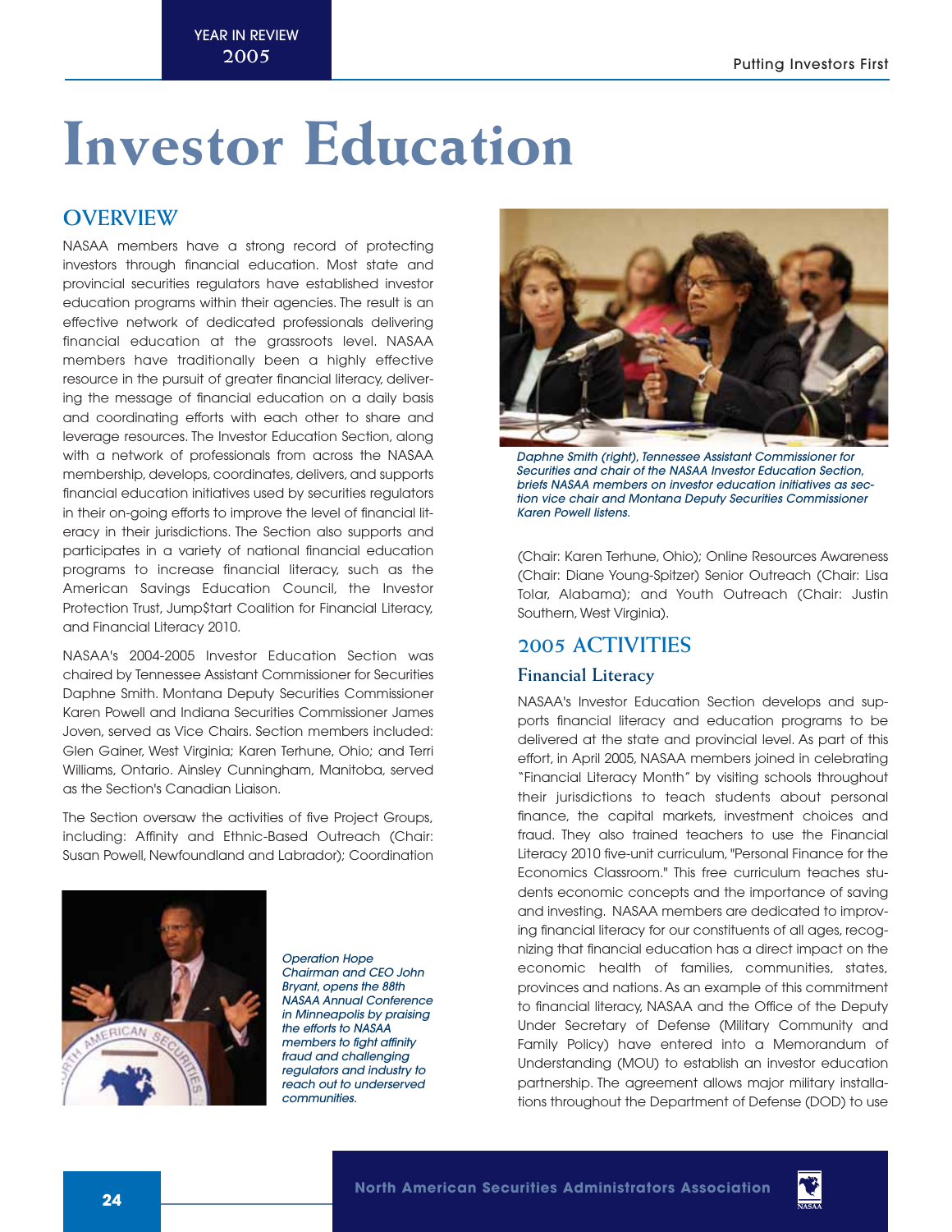# Investor Education

## OVERVIEW

NASAA members have a strong record of protecting investors through financial education. Most state and provincial securities regulators have established investor education programs within their agencies. The result is an effective network of dedicated professionals delivering financial education at the grassroots level. NASAA members have traditionally been a highly effective resource in the pursuit of greater financial literacy, delivering the message of financial education on a daily basis and coordinating efforts with each other to share and leverage resources. The Investor Education Section, along with a network of professionals from across the NASAA membership, develops, coordinates, delivers, and supports financial education initiatives used by securities regulators in their on-going efforts to improve the level of financial literacy in their jurisdictions. The Section also supports and participates in a variety of national financial education programs to increase financial literacy, such as the American Savings Education Council, the Investor Protection Trust, Jump$tart Coalition for Financial Literacy, and Financial Literacy 2010.

NASAA's 2004-2005 Investor Education Section was chaired by Tennessee Assistant Commissioner for Securities Daphne Smith. Montana Deputy Securities Commissioner Karen Powell and Indiana Securities Commissioner James Joven, served as Vice Chairs. Section members included: Glen Gainer, West Virginia; Karen Terhune, Ohio; and Terri Williams, Ontario. Ainsley Cunningham, Manitoba, served as the Section's Canadian Liaison.

The Section oversaw the activities of five Project Groups, including: Affinity and Ethnic-Based Outreach (Chair: Susan Powell, Newfoundland and Labrador); Coordination (Chair: Karen Terhune, Ohio); Online Resources Awareness (Chair: Diane Young-Spitzer) Senior Outreach (Chair: Lisa Tolar, Alabama); and Youth Outreach (Chair: Justin Southern, West Virginia).

*Operation Hope Chairman and CEO John Bryant, opens the 88th NASAA Annual Conference in Minneapolis by praising the efforts to NASAA members to fight affinity fraud and challenging regulators and industry to reach out to underserved communities.*

*Daphne Smith (right), Tennessee Assistant Commissioner for Securities and chair of the NASAA Investor Education Section, briefs NASAA members on investor education initiatives as section vice chair and Montana Deputy Securities Commissioner Karen Powell listens.*

## 2005 ACTIVITIES

### Financial Literacy

NASAA's Investor Education Section develops and supports financial literacy and education programs to be delivered at the state and provincial level. As part of this effort, in April 2005, NASAA members joined in celebrating "Financial Literacy Month" by visiting schools throughout their jurisdictions to teach students about personal finance, the capital markets, investment choices and fraud. They also trained teachers to use the Financial Literacy 2010 five-unit curriculum, "Personal Finance for the Economics Classroom." This free curriculum teaches students economic concepts and the importance of saving and investing. NASAA members are dedicated to improving financial literacy for our constituents of all ages, recognizing that financial education has a direct impact on the economic health of families, communities, states, provinces and nations. As an example of this commitment to financial literacy, NASAA and the Office of the Deputy Under Secretary of Defense (Military Community and Family Policy) have entered into a Memorandum of Understanding (MOU) to establish an investor education partnership. The agreement allows major military installations throughout the Department of Defense (DOD) to use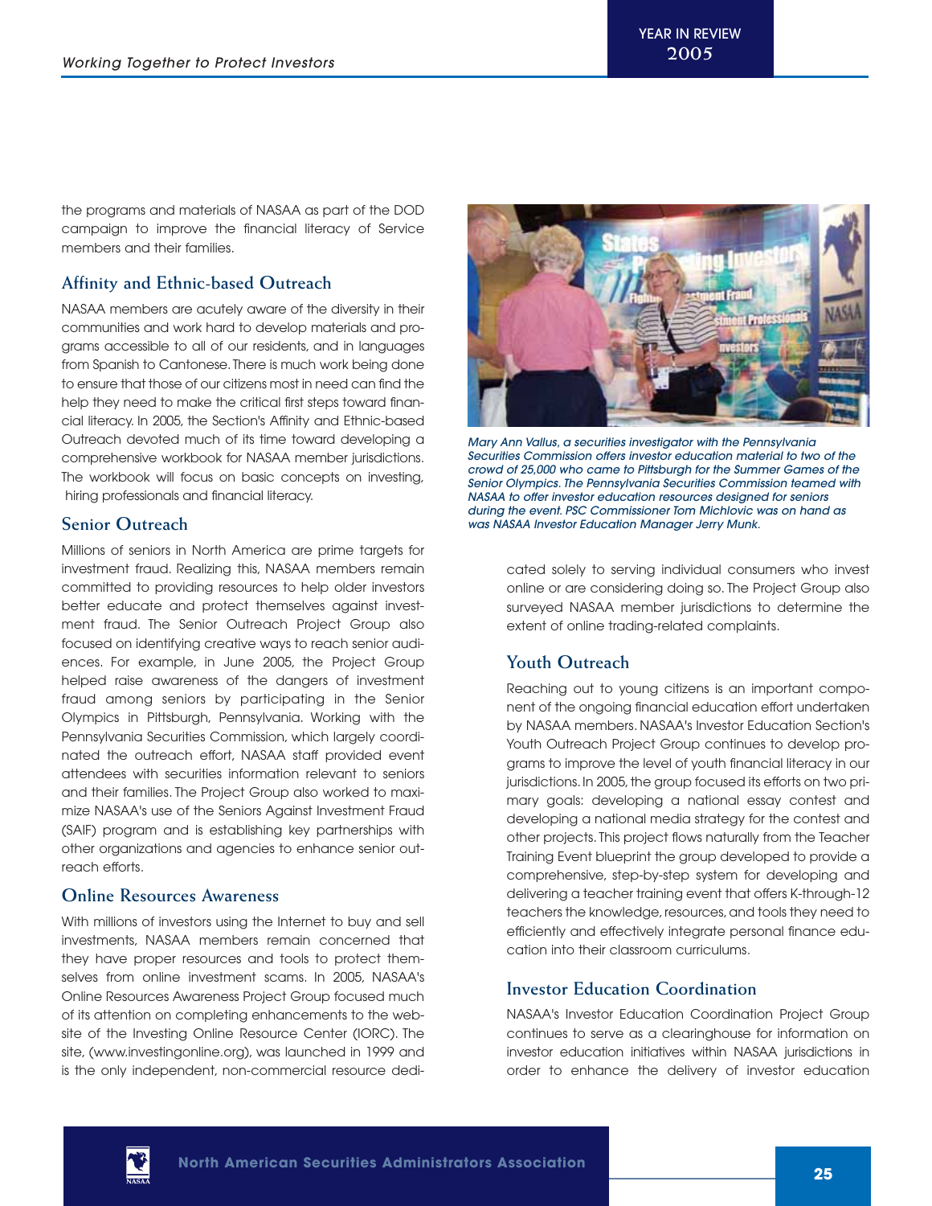the programs and materials of NASAA as part of the DOD campaign to improve the financial literacy of Service members and their families.

## Affinity and Ethnic-based Outreach

NASAA members are acutely aware of the diversity in their communities and work hard to develop materials and programs accessible to all of our residents, and in languages from Spanish to Cantonese. There is much work being done to ensure that those of our citizens most in need can find the help they need to make the critical first steps toward financial literacy. In 2005, the Section's Affinity and Ethnic-based Outreach devoted much of its time toward developing a comprehensive workbook for NASAA member jurisdictions. The workbook will focus on basic concepts on investing, hiring professionals and financial literacy.

## Senior Outreach

Millions of seniors in North America are prime targets for investment fraud. Realizing this, NASAA members remain committed to providing resources to help older investors better educate and protect themselves against investment fraud. The Senior Outreach Project Group also focused on identifying creative ways to reach senior audiences. For example, in June 2005, the Project Group helped raise awareness of the dangers of investment fraud among seniors by participating in the Senior Olympics in Pittsburgh, Pennsylvania. Working with the Pennsylvania Securities Commission, which largely coordinated the outreach effort, NASAA staff provided event attendees with securities information relevant to seniors and their families. The Project Group also worked to maximize NASAA's use of the Seniors Against Investment Fraud (SAIF) program and is establishing key partnerships with other organizations and agencies to enhance senior outreach efforts.

## Online Resources Awareness

With millions of investors using the Internet to buy and sell investments, NASAA members remain concerned that they have proper resources and tools to protect themselves from online investment scams. In 2005, NASAA's Online Resources Awareness Project Group focused much of its attention on completing enhancements to the website of the Investing Online Resource Center (IORC). The site, (www.investingonline.org), was launched in 1999 and is the only independent, non-commercial resource dedicated solely to serving individual consumers who invest online or are considering doing so. The Project Group also surveyed NASAA member jurisdictions to determine the extent of online trading-related complaints.

*Mary Ann Vallus, a securities investigator with the Pennsylvania Securities Commission offers investor education material to two of the crowd of 25,000 who came to Pittsburgh for the Summer Games of the Senior Olympics. The Pennsylvania Securities Commission teamed with NASAA to offer investor education resources designed for seniors during the event. PSC Commissioner Tom Michlovic was on hand as was NASAA Investor Education Manager Jerry Munk.*

## Youth Outreach

Reaching out to young citizens is an important component of the ongoing financial education effort undertaken by NASAA members. NASAA's Investor Education Section's Youth Outreach Project Group continues to develop programs to improve the level of youth financial literacy in our jurisdictions. In 2005, the group focused its efforts on two primary goals: developing a national essay contest and developing a national media strategy for the contest and other projects. This project flows naturally from the Teacher Training Event blueprint the group developed to provide a comprehensive, step-by-step system for developing and delivering a teacher training event that offers K-through-12 teachers the knowledge, resources, and tools they need to efficiently and effectively integrate personal finance education into their classroom curriculums.

## Investor Education Coordination

NASAA's Investor Education Coordination Project Group continues to serve as a clearinghouse for information on investor education initiatives within NASAA jurisdictions in order to enhance the delivery of investor education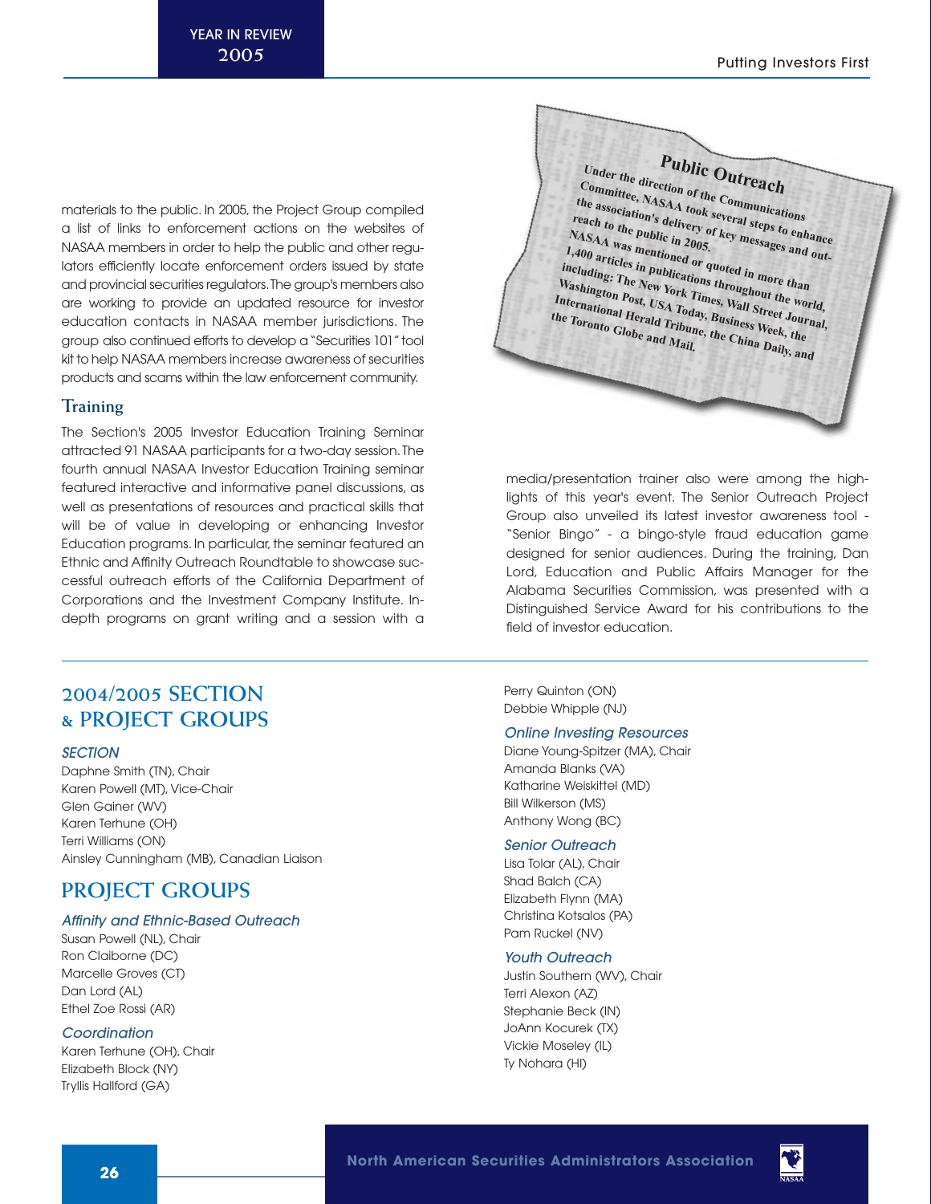materials to the public. In 2005, the Project Group compiled a list of links to enforcement actions on the websites of NASAA members in order to help the public and other regulators efficiently locate enforcement orders issued by state and provincial securities regulators. The group's members also are working to provide an updated resource for investor education contacts in NASAA member jurisdictions. The group also continued efforts to develop a "Securities 101" tool kit to help NASAA members increase awareness of securities products and scams within the law enforcement community.

### Training

The Section's 2005 Investor Education Training Seminar attracted 91 NASAA participants for a two-day session. The fourth annual NASAA Investor Education Training seminar featured interactive and informative panel discussions, as well as presentations of resources and practical skills that will be of value in developing or enhancing Investor Education programs. In particular, the seminar featured an Ethnic and Affinity Outreach Roundtable to showcase successful outreach efforts of the California Department of Corporations and the Investment Company Institute. In-depth programs on grant writing and a session with a media/presentation trainer also were among the highlights of this year's event. The Senior Outreach Project Group also unveiled its latest investor awareness tool - "Senior Bingo" - a bingo-style fraud education game designed for senior audiences. During the training, Dan Lord, Education and Public Affairs Manager for the Alabama Securities Commission, was presented with a Distinguished Service Award for his contributions to the field of investor education.

> **Public Outreach**
>
> Under the direction of the Communications Committee, NASAA took several steps to enhance the association's delivery of key messages and outreach to the public in 2005.
>
> NASAA was mentioned or quoted in more than 1,400 articles in publications throughout the world, including: The New York Times, Wall Street Journal, Washington Post, USA Today, Business Week, the International Herald Tribune, the China Daily, and the Toronto Globe and Mail.

## 2004/2005 SECTION & PROJECT GROUPS

### *SECTION*

Daphne Smith (TN), Chair
Karen Powell (MT), Vice-Chair
Glen Gainer (WV)
Karen Terhune (OH)
Terri Williams (ON)
Ainsley Cunningham (MB), Canadian Liaison

## PROJECT GROUPS

### *Affinity and Ethnic-Based Outreach*

Susan Powell (NL), Chair
Ron Claiborne (DC)
Marcelle Groves (CT)
Dan Lord (AL)
Ethel Zoe Rossi (AR)

### *Coordination*

Karen Terhune (OH), Chair
Elizabeth Block (NY)
Tryllis Hallford (GA)
Perry Quinton (ON)
Debbie Whipple (NJ)

### *Online Investing Resources*

Diane Young-Spitzer (MA), Chair
Amanda Blanks (VA)
Katharine Weiskittel (MD)
Bill Wilkerson (MS)
Anthony Wong (BC)

### *Senior Outreach*

Lisa Tolar (AL), Chair
Shad Balch (CA)
Elizabeth Flynn (MA)
Christina Kotsalos (PA)
Pam Ruckel (NV)

### *Youth Outreach*

Justin Southern (WV), Chair
Terri Alexon (AZ)
Stephanie Beck (IN)
JoAnn Kocurek (TX)
Vickie Moseley (IL)
Ty Nohara (HI)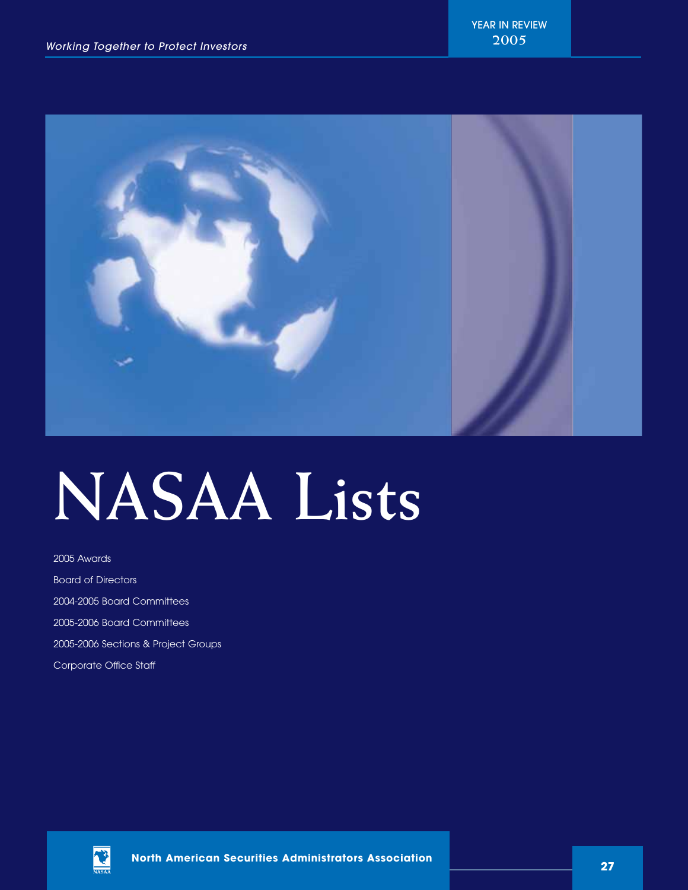# NASAA Lists

2005 Awards

Board of Directors

2004-2005 Board Committees

2005-2006 Board Committees

2005-2006 Sections & Project Groups

Corporate Office Staff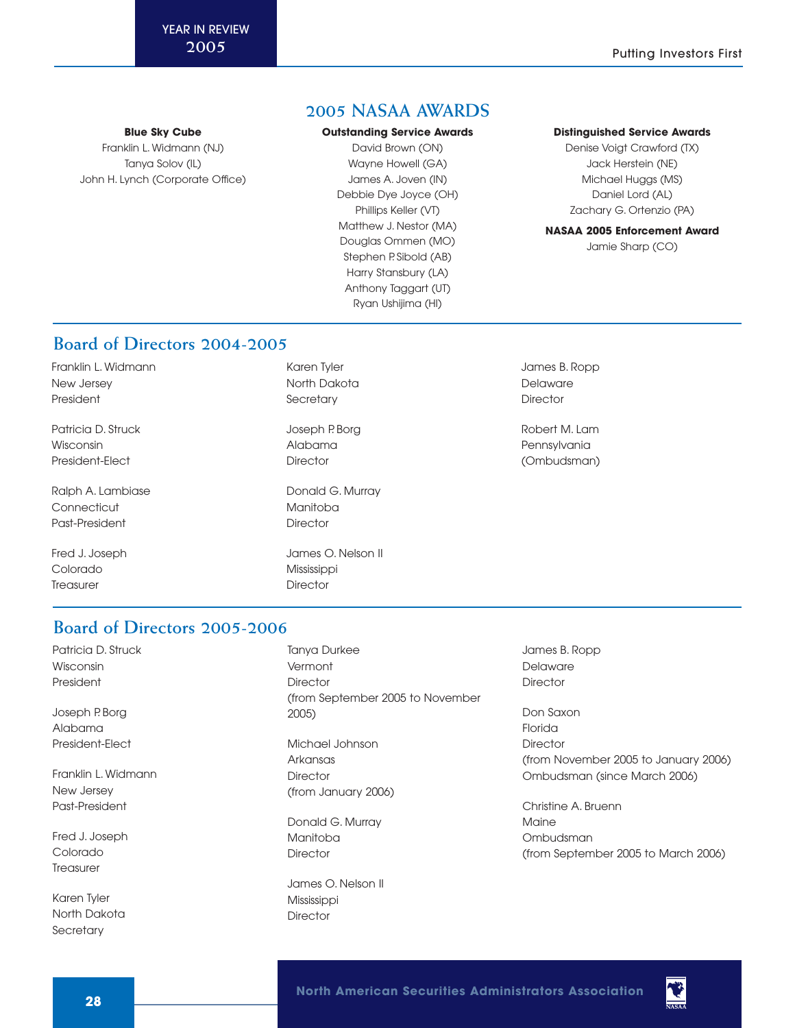## 2005 NASAA AWARDS

**Blue Sky Cube**

Franklin L. Widmann (NJ)
Tanya Solov (IL)
John H. Lynch (Corporate Office)

**Outstanding Service Awards**

David Brown (ON)
Wayne Howell (GA)
James A. Joven (IN)
Debbie Dye Joyce (OH)
Phillips Keller (VT)
Matthew J. Nestor (MA)
Douglas Ommen (MO)
Stephen P. Sibold (AB)
Harry Stansbury (LA)
Anthony Taggart (UT)
Ryan Ushijima (HI)

**Distinguished Service Awards**

Denise Voigt Crawford (TX)
Jack Herstein (NE)
Michael Huggs (MS)
Daniel Lord (AL)
Zachary G. Ortenzio (PA)

**NASAA 2005 Enforcement Award**

Jamie Sharp (CO)

## Board of Directors 2004-2005

Franklin L. Widmann
New Jersey
President

Patricia D. Struck
Wisconsin
President-Elect

Ralph A. Lambiase
Connecticut
Past-President

Fred J. Joseph
Colorado
Treasurer

Karen Tyler
North Dakota
Secretary

Joseph P. Borg
Alabama
Director

Donald G. Murray
Manitoba
Director

James O. Nelson II
Mississippi
Director

James B. Ropp
Delaware
Director

Robert M. Lam
Pennsylvania
(Ombudsman)

## Board of Directors 2005-2006

Patricia D. Struck
Wisconsin
President

Joseph P. Borg
Alabama
President-Elect

Franklin L. Widmann
New Jersey
Past-President

Fred J. Joseph
Colorado
Treasurer

Karen Tyler
North Dakota
Secretary

Tanya Durkee
Vermont
Director
(from September 2005 to November 2005)

Michael Johnson
Arkansas
Director
(from January 2006)

Donald G. Murray
Manitoba
Director

James O. Nelson II
Mississippi
Director

James B. Ropp
Delaware
Director

Don Saxon
Florida
Director
(from November 2005 to January 2006)
Ombudsman (since March 2006)

Christine A. Bruenn
Maine
Ombudsman
(from September 2005 to March 2006)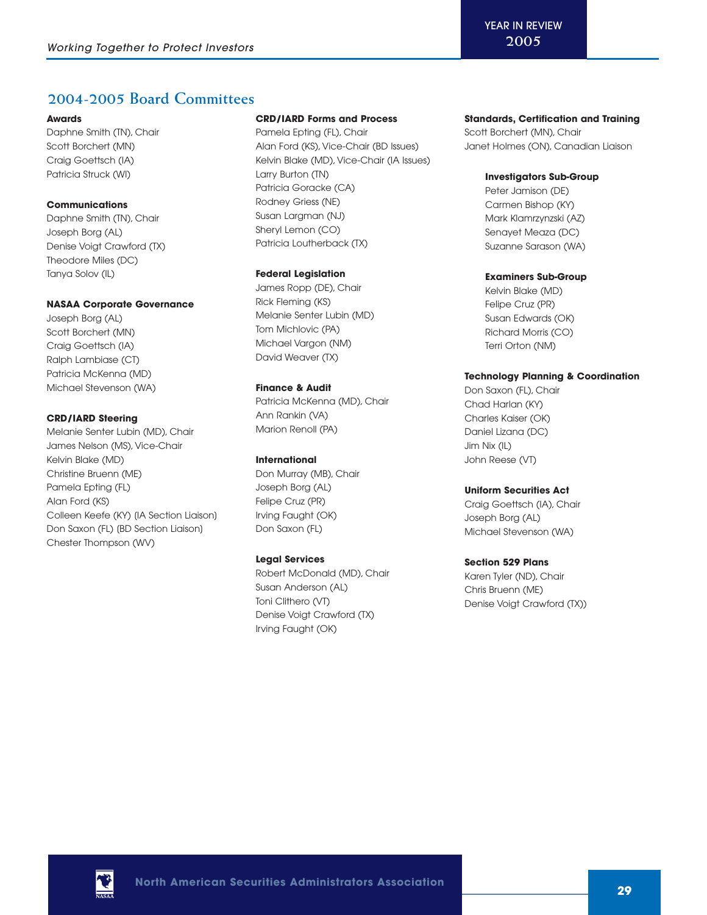## 2004-2005 Board Committees

**Awards**
Daphne Smith (TN), Chair
Scott Borchert (MN)
Craig Goettsch (IA)
Patricia Struck (WI)

**Communications**
Daphne Smith (TN), Chair
Joseph Borg (AL)
Denise Voigt Crawford (TX)
Theodore Miles (DC)
Tanya Solov (IL)

**NASAA Corporate Governance**
Joseph Borg (AL)
Scott Borchert (MN)
Craig Goettsch (IA)
Ralph Lambiase (CT)
Patricia McKenna (MD)
Michael Stevenson (WA)

**CRD/IARD Steering**
Melanie Senter Lubin (MD), Chair
James Nelson (MS), Vice-Chair
Kelvin Blake (MD)
Christine Bruenn (ME)
Pamela Epting (FL)
Alan Ford (KS)
Colleen Keefe (KY) (IA Section Liaison)
Don Saxon (FL) (BD Section Liaison)
Chester Thompson (WV)

**CRD/IARD Forms and Process**
Pamela Epting (FL), Chair
Alan Ford (KS), Vice-Chair (BD Issues)
Kelvin Blake (MD), Vice-Chair (IA Issues)
Larry Burton (TN)
Patricia Goracke (CA)
Rodney Griess (NE)
Susan Largman (NJ)
Sheryl Lemon (CO)
Patricia Loutherback (TX)

**Federal Legislation**
James Ropp (DE), Chair
Rick Fleming (KS)
Melanie Senter Lubin (MD)
Tom Michlovic (PA)
Michael Vargon (NM)
David Weaver (TX)

**Finance & Audit**
Patricia McKenna (MD), Chair
Ann Rankin (VA)
Marion Renoll (PA)

**International**
Don Murray (MB), Chair
Joseph Borg (AL)
Felipe Cruz (PR)
Irving Faught (OK)
Don Saxon (FL)

**Legal Services**
Robert McDonald (MD), Chair
Susan Anderson (AL)
Toni Clithero (VT)
Denise Voigt Crawford (TX)
Irving Faught (OK)

**Standards, Certification and Training**
Scott Borchert (MN), Chair
Janet Holmes (ON), Canadian Liaison

**Investigators Sub-Group**
Peter Jamison (DE)
Carmen Bishop (KY)
Mark Klamrzynzski (AZ)
Senayet Meaza (DC)
Suzanne Sarason (WA)

**Examiners Sub-Group**
Kelvin Blake (MD)
Felipe Cruz (PR)
Susan Edwards (OK)
Richard Morris (CO)
Terri Orton (NM)

**Technology Planning & Coordination**
Don Saxon (FL), Chair
Chad Harlan (KY)
Charles Kaiser (OK)
Daniel Lizana (DC)
Jim Nix (IL)
John Reese (VT)

**Uniform Securities Act**
Craig Goettsch (IA), Chair
Joseph Borg (AL)
Michael Stevenson (WA)

**Section 529 Plans**
Karen Tyler (ND), Chair
Chris Bruenn (ME)
Denise Voigt Crawford (TX))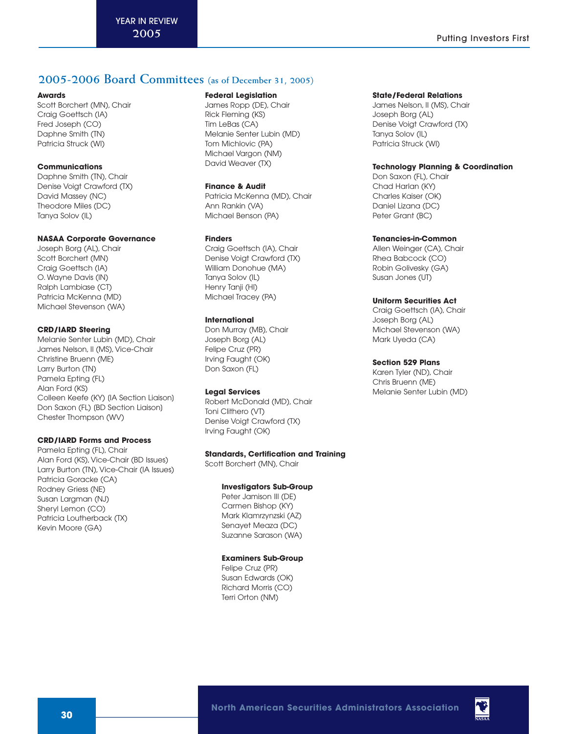## 2005-2006 Board Committees (as of December 31, 2005)

**Awards**
Scott Borchert (MN), Chair
Craig Goettsch (IA)
Fred Joseph (CO)
Daphne Smith (TN)
Patricia Struck (WI)

**Communications**
Daphne Smith (TN), Chair
Denise Voigt Crawford (TX)
David Massey (NC)
Theodore Miles (DC)
Tanya Solov (IL)

**NASAA Corporate Governance**
Joseph Borg (AL), Chair
Scott Borchert (MN)
Craig Goettsch (IA)
O. Wayne Davis (IN)
Ralph Lambiase (CT)
Patricia McKenna (MD)
Michael Stevenson (WA)

**CRD/IARD Steering**
Melanie Senter Lubin (MD), Chair
James Nelson, II (MS), Vice-Chair
Christine Bruenn (ME)
Larry Burton (TN)
Pamela Epting (FL)
Alan Ford (KS)
Colleen Keefe (KY) (IA Section Liaison)
Don Saxon (FL) (BD Section Liaison)
Chester Thompson (WV)

**CRD/IARD Forms and Process**
Pamela Epting (FL), Chair
Alan Ford (KS), Vice-Chair (BD Issues)
Larry Burton (TN), Vice-Chair (IA Issues)
Patricia Goracke (CA)
Rodney Griess (NE)
Susan Largman (NJ)
Sheryl Lemon (CO)
Patricia Loutherback (TX)
Kevin Moore (GA)

**Federal Legislation**
James Ropp (DE), Chair
Rick Fleming (KS)
Tim LeBas (CA)
Melanie Senter Lubin (MD)
Tom Michlovic (PA)
Michael Vargon (NM)
David Weaver (TX)

**Finance & Audit**
Patricia McKenna (MD), Chair
Ann Rankin (VA)
Michael Benson (PA)

**Finders**
Craig Goettsch (IA), Chair
Denise Voigt Crawford (TX)
William Donohue (MA)
Tanya Solov (IL)
Henry Tanji (HI)
Michael Tracey (PA)

**International**
Don Murray (MB), Chair
Joseph Borg (AL)
Felipe Cruz (PR)
Irving Faught (OK)
Don Saxon (FL)

**Legal Services**
Robert McDonald (MD), Chair
Toni Clithero (VT)
Denise Voigt Crawford (TX)
Irving Faught (OK)

**Standards, Certification and Training**
Scott Borchert (MN), Chair

**Investigators Sub-Group**
Peter Jamison III (DE)
Carmen Bishop (KY)
Mark Klamrzynzski (AZ)
Senayet Meaza (DC)
Suzanne Sarason (WA)

**Examiners Sub-Group**
Felipe Cruz (PR)
Susan Edwards (OK)
Richard Morris (CO)
Terri Orton (NM)

**State/Federal Relations**
James Nelson, II (MS), Chair
Joseph Borg (AL)
Denise Voigt Crawford (TX)
Tanya Solov (IL)
Patricia Struck (WI)

**Technology Planning & Coordination**
Don Saxon (FL), Chair
Chad Harlan (KY)
Charles Kaiser (OK)
Daniel Lizana (DC)
Peter Grant (BC)

**Tenancies-in-Common**
Allen Weinger (CA), Chair
Rhea Babcock (CO)
Robin Golivesky (GA)
Susan Jones (UT)

**Uniform Securities Act**
Craig Goettsch (IA), Chair
Joseph Borg (AL)
Michael Stevenson (WA)
Mark Uyeda (CA)

**Section 529 Plans**
Karen Tyler (ND), Chair
Chris Bruenn (ME)
Melanie Senter Lubin (MD)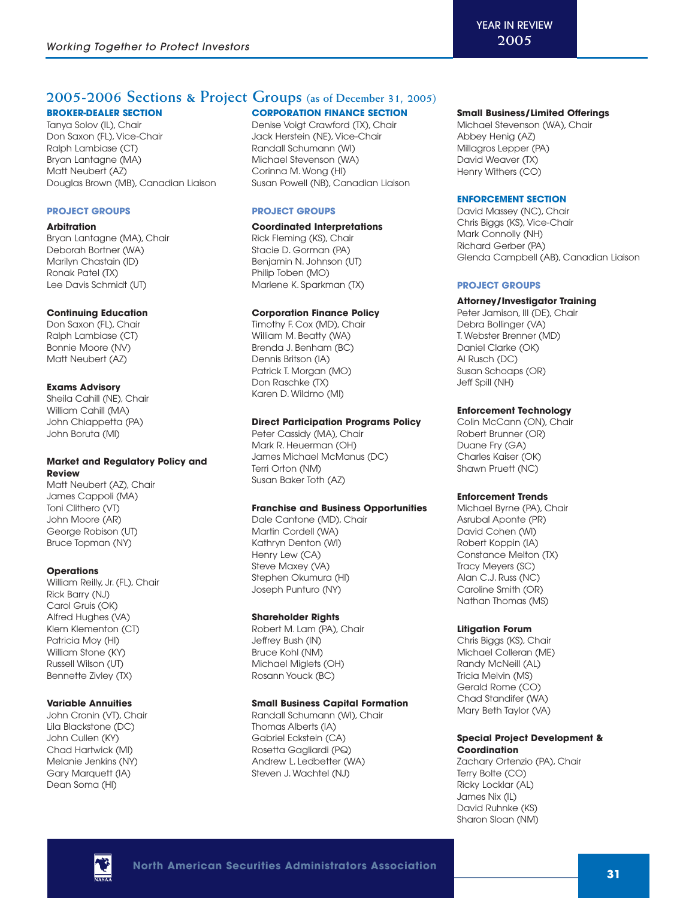## 2005-2006 Sections & Project Groups (as of December 31, 2005)

### BROKER-DEALER SECTION

Tanya Solov (IL), Chair
Don Saxon (FL), Vice-Chair
Ralph Lambiase (CT)
Bryan Lantagne (MA)
Matt Neubert (AZ)
Douglas Brown (MB), Canadian Liaison

#### PROJECT GROUPS

**Arbitration**
Bryan Lantagne (MA), Chair
Deborah Bortner (WA)
Marilyn Chastain (ID)
Ronak Patel (TX)
Lee Davis Schmidt (UT)

**Continuing Education**
Don Saxon (FL), Chair
Ralph Lambiase (CT)
Bonnie Moore (NV)
Matt Neubert (AZ)

**Exams Advisory**
Sheila Cahill (NE), Chair
William Cahill (MA)
John Chiappetta (PA)
John Boruta (MI)

**Market and Regulatory Policy and Review**
Matt Neubert (AZ), Chair
James Cappoli (MA)
Toni Clithero (VT)
John Moore (AR)
George Robison (UT)
Bruce Topman (NY)

**Operations**
William Reilly, Jr. (FL), Chair
Rick Barry (NJ)
Carol Gruis (OK)
Alfred Hughes (VA)
Klem Klementon (CT)
Patricia Moy (HI)
William Stone (KY)
Russell Wilson (UT)
Bennette Zivley (TX)

**Variable Annuities**
John Cronin (VT), Chair
Lila Blackstone (DC)
John Cullen (KY)
Chad Hartwick (MI)
Melanie Jenkins (NY)
Gary Marquett (IA)
Dean Soma (HI)

### CORPORATION FINANCE SECTION

Denise Voigt Crawford (TX), Chair
Jack Herstein (NE), Vice-Chair
Randall Schumann (WI)
Michael Stevenson (WA)
Corinna M. Wong (HI)
Susan Powell (NB), Canadian Liaison

#### PROJECT GROUPS

**Coordinated Interpretations**
Rick Fleming (KS), Chair
Stacie D. Gorman (PA)
Benjamin N. Johnson (UT)
Philip Toben (MO)
Marlene K. Sparkman (TX)

**Corporation Finance Policy**
Timothy F. Cox (MD), Chair
William M. Beatty (WA)
Brenda J. Benham (BC)
Dennis Britson (IA)
Patrick T. Morgan (MO)
Don Raschke (TX)
Karen D. Wildmo (MI)

**Direct Participation Programs Policy**
Peter Cassidy (MA), Chair
Mark R. Heuerman (OH)
James Michael McManus (DC)
Terri Orton (NM)
Susan Baker Toth (AZ)

**Franchise and Business Opportunities**
Dale Cantone (MD), Chair
Martin Cordell (WA)
Kathryn Denton (WI)
Henry Lew (CA)
Steve Maxey (VA)
Stephen Okumura (HI)
Joseph Punturo (NY)

**Shareholder Rights**
Robert M. Lam (PA), Chair
Jeffrey Bush (IN)
Bruce Kohl (NM)
Michael Miglets (OH)
Rosann Youck (BC)

**Small Business Capital Formation**
Randall Schumann (WI), Chair
Thomas Alberts (IA)
Gabriel Eckstein (CA)
Rosetta Gagliardi (PQ)
Andrew L. Ledbetter (WA)
Steven J. Wachtel (NJ)

**Small Business/Limited Offerings**
Michael Stevenson (WA), Chair
Abbey Henig (AZ)
Millagros Lepper (PA)
David Weaver (TX)
Henry Withers (CO)

### ENFORCEMENT SECTION

David Massey (NC), Chair
Chris Biggs (KS), Vice-Chair
Mark Connolly (NH)
Richard Gerber (PA)
Glenda Campbell (AB), Canadian Liaison

#### PROJECT GROUPS

**Attorney/Investigator Training**
Peter Jamison, III (DE), Chair
Debra Bollinger (VA)
T. Webster Brenner (MD)
Daniel Clarke (OK)
Al Rusch (DC)
Susan Schoaps (OR)
Jeff Spill (NH)

**Enforcement Technology**
Colin McCann (ON), Chair
Robert Brunner (OR)
Duane Fry (GA)
Charles Kaiser (OK)
Shawn Pruett (NC)

**Enforcement Trends**
Michael Byrne (PA), Chair
Asrubal Aponte (PR)
David Cohen (WI)
Robert Koppin (IA)
Constance Melton (TX)
Tracy Meyers (SC)
Alan C.J. Russ (NC)
Caroline Smith (OR)
Nathan Thomas (MS)

**Litigation Forum**
Chris Biggs (KS), Chair
Michael Colleran (ME)
Randy McNeill (AL)
Tricia Melvin (MS)
Gerald Rome (CO)
Chad Standifer (WA)
Mary Beth Taylor (VA)

**Special Project Development & Coordination**
Zachary Ortenzio (PA), Chair
Terry Bolte (CO)
Ricky Locklar (AL)
James Nix (IL)
David Ruhnke (KS)
Sharon Sloan (NM)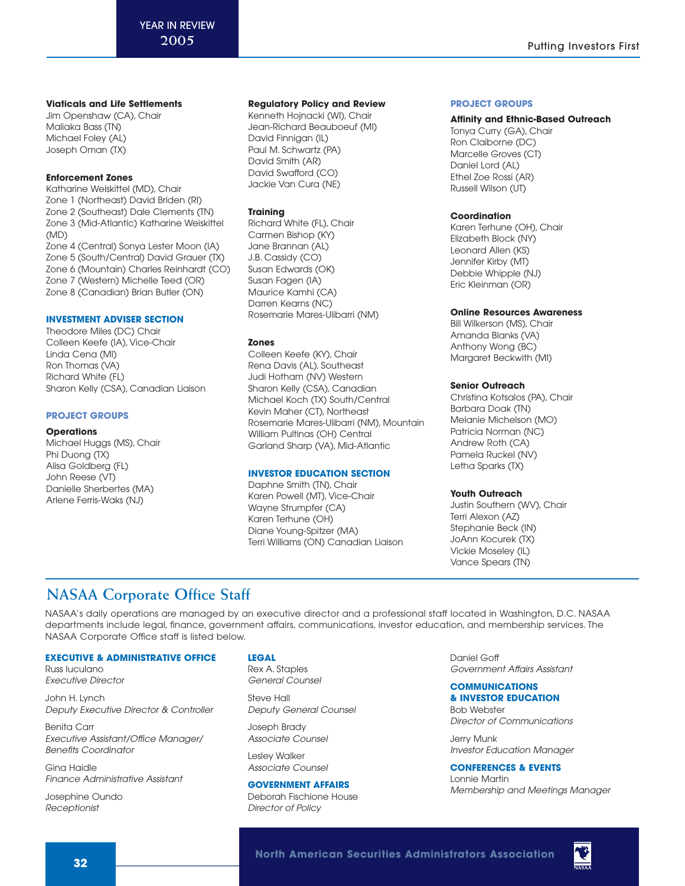### Viaticals and Life Settlements

Jim Openshaw (CA), Chair
Maliaka Bass (TN)
Michael Foley (AL)
Joseph Oman (TX)

### Enforcement Zones

Katharine Weiskittel (MD), Chair
Zone 1 (Northeast) David Briden (RI)
Zone 2 (Southeast) Dale Clements (TN)
Zone 3 (Mid-Atlantic) Katharine Weiskittel (MD)
Zone 4 (Central) Sonya Lester Moon (IA)
Zone 5 (South/Central) David Grauer (TX)
Zone 6 (Mountain) Charles Reinhardt (CO)
Zone 7 (Western) Michelle Teed (OR)
Zone 8 (Canadian) Brian Butler (ON)

## INVESTMENT ADVISER SECTION

Theodore Miles (DC) Chair
Colleen Keefe (IA), Vice-Chair
Linda Cena (MI)
Ron Thomas (VA)
Richard White (FL)
Sharon Kelly (CSA), Canadian Liaison

## PROJECT GROUPS

### Operations

Michael Huggs (MS), Chair
Phi Duong (TX)
Alisa Goldberg (FL)
John Reese (VT)
Danielle Sherbertes (MA)
Arlene Ferris-Waks (NJ)

### Regulatory Policy and Review

Kenneth Hojnacki (WI), Chair
Jean-Richard Beauboeuf (MI)
David Finnigan (IL)
Paul M. Schwartz (PA)
David Smith (AR)
David Swafford (CO)
Jackie Van Cura (NE)

### Training

Richard White (FL), Chair
Carmen Bishop (KY)
Jane Brannan (AL)
J.B. Cassidy (CO)
Susan Edwards (OK)
Susan Fagen (IA)
Maurice Kamhi (CA)
Darren Kearns (NC)
Rosemarie Mares-Ulibarri (NM)

### Zones

Colleen Keefe (KY), Chair
Rena Davis (AL), Southeast
Judi Hotham (NV) Western
Sharon Kelly (CSA), Canadian
Michael Koch (TX) South/Central
Kevin Maher (CT), Northeast
Rosemarie Mares-Ulibarri (NM), Mountain
William Pultinas (OH) Central
Garland Sharp (VA), Mid-Atlantic

## INVESTOR EDUCATION SECTION

Daphne Smith (TN), Chair
Karen Powell (MT), Vice-Chair
Wayne Strumpfer (CA)
Karen Terhune (OH)
Diane Young-Spitzer (MA)
Terri Williams (ON) Canadian Liaison

## PROJECT GROUPS

### Affinity and Ethnic-Based Outreach

Tonya Curry (GA), Chair
Ron Claiborne (DC)
Marcelle Groves (CT)
Daniel Lord (AL)
Ethel Zoe Rossi (AR)
Russell Wilson (UT)

### Coordination

Karen Terhune (OH), Chair
Elizabeth Block (NY)
Leonard Allen (KS)
Jennifer Kirby (MT)
Debbie Whipple (NJ)
Eric Kleinman (OR)

### Online Resources Awareness

Bill Wilkerson (MS), Chair
Amanda Blanks (VA)
Anthony Wong (BC)
Margaret Beckwith (MI)

### Senior Outreach

Christina Kotsalos (PA), Chair
Barbara Doak (TN)
Melanie Michelson (MO)
Patricia Norman (NC)
Andrew Roth (CA)
Pamela Ruckel (NV)
Letha Sparks (TX)

### Youth Outreach

Justin Southern (WV), Chair
Terri Alexon (AZ)
Stephanie Beck (IN)
JoAnn Kocurek (TX)
Vickie Moseley (IL)
Vance Spears (TN)

# NASAA Corporate Office Staff

NASAA's daily operations are managed by an executive director and a professional staff located in Washington, D.C. NASAA departments include legal, finance, government affairs, communications, investor education, and membership services. The NASAA Corporate Office staff is listed below.

## EXECUTIVE & ADMINISTRATIVE OFFICE

Russ Iuculano
*Executive Director*

John H. Lynch
*Deputy Executive Director & Controller*

Benita Carr
*Executive Assistant/Office Manager/ Benefits Coordinator*

Gina Haidle
*Finance Administrative Assistant*

Josephine Oundo
*Receptionist*

## LEGAL

Rex A. Staples
*General Counsel*

Steve Hall
*Deputy General Counsel*

Joseph Brady
*Associate Counsel*

Lesley Walker
*Associate Counsel*

## GOVERNMENT AFFAIRS

Deborah Fischione House
*Director of Policy*

Daniel Goff
*Government Affairs Assistant*

## COMMUNICATIONS & INVESTOR EDUCATION

Bob Webster
*Director of Communications*

Jerry Munk
*Investor Education Manager*

## CONFERENCES & EVENTS

Lonnie Martin
*Membership and Meetings Manager*